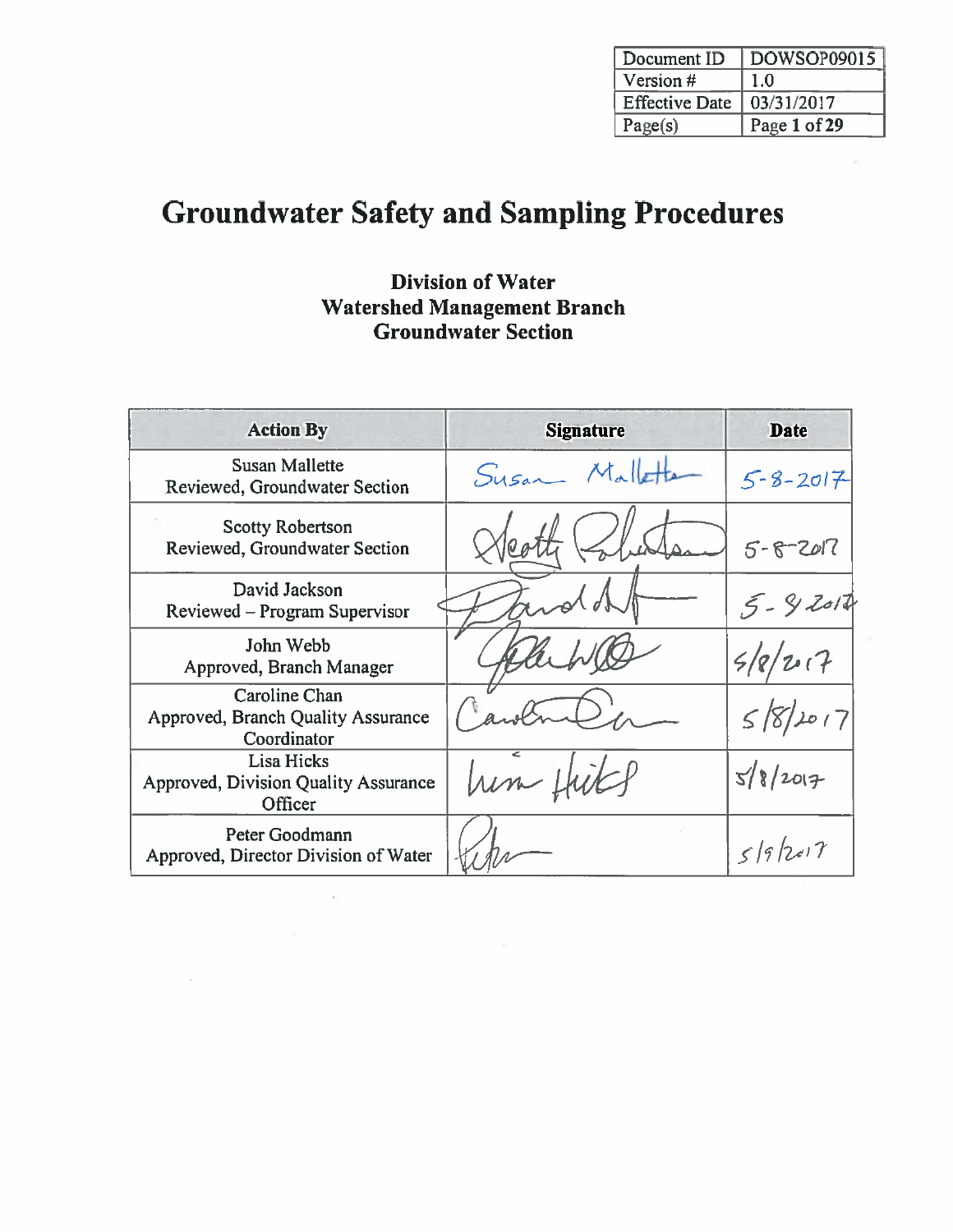| Document ID | DOWSOP09015 |
|---|---|
| Version # | 1.0 |
| Effective Date | 03/31/2017 |
| Page(s) | Page 1 of 29 |

# Groundwater Safety and Sampling Procedures

**Division of Water**
**Watershed Management Branch**
**Groundwater Section**

| Action By | Signature | Date |
|---|---|---|
| Susan Mallette<br>Reviewed, Groundwater Section | Susan Mallette | 5-8-2017 |
| Scotty Robertson<br>Reviewed, Groundwater Section | Scotty Robertson | 5-8-2017 |
| David Jackson<br>Reviewed – Program Supervisor | David Jackson | 5-9-2017 |
| John Webb<br>Approved, Branch Manager | John Webb | 5/8/2017 |
| Caroline Chan<br>Approved, Branch Quality Assurance Coordinator | Caroline Chan | 5/8/2017 |
| Lisa Hicks<br>Approved, Division Quality Assurance Officer | Lisa Hicks | 5/8/2017 |
| Peter Goodmann<br>Approved, Director Division of Water | Peter | 5/9/2017 |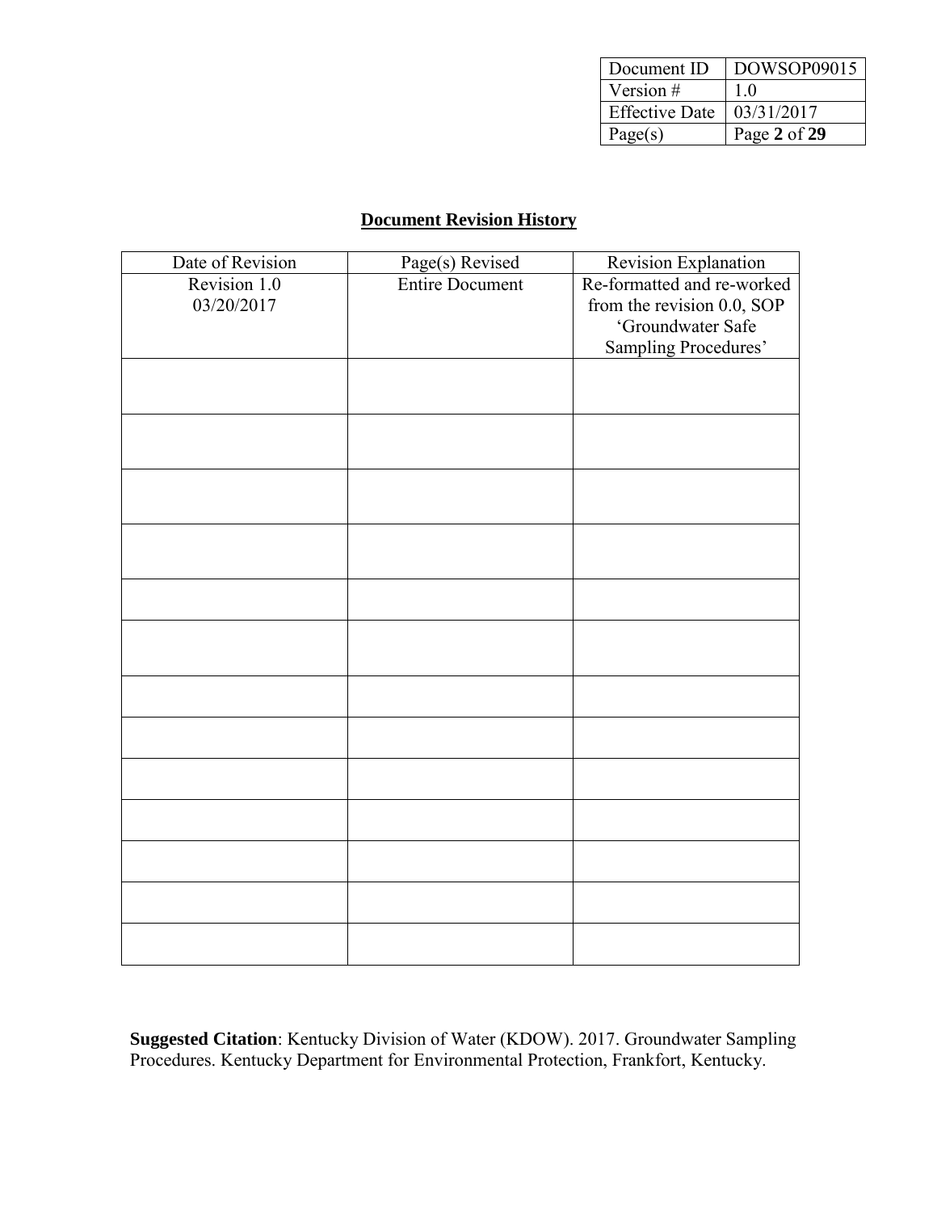## Document Revision History

| Date of Revision | Page(s) Revised | Revision Explanation |
|---|---|---|
| Revision 1.0 03/20/2017 | Entire Document | Re-formatted and re-worked from the revision 0.0, SOP 'Groundwater Safe Sampling Procedures' |
| | | |
| | | |
| | | |
| | | |
| | | |
| | | |
| | | |
| | | |
| | | |
| | | |
| | | |
| | | |
| | | |

**Suggested Citation**: Kentucky Division of Water (KDOW). 2017. Groundwater Sampling Procedures. Kentucky Department for Environmental Protection, Frankfort, Kentucky.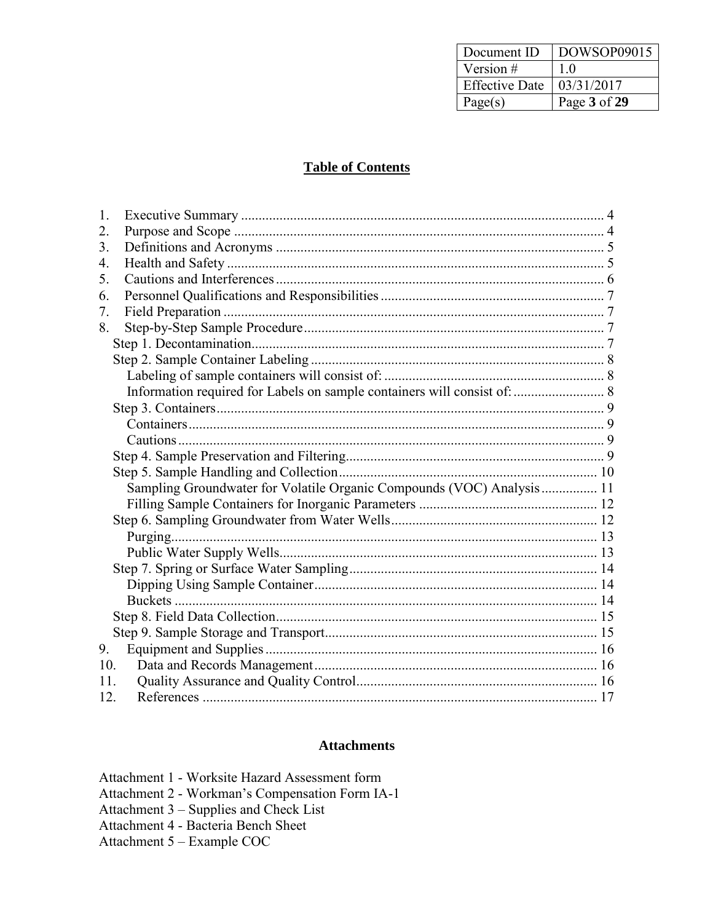## Table of Contents

1. Executive Summary ..... 4
2. Purpose and Scope ..... 4
3. Definitions and Acronyms ..... 5
4. Health and Safety ..... 5
5. Cautions and Interferences ..... 6
6. Personnel Qualifications and Responsibilities ..... 7
7. Field Preparation ..... 7
8. Step-by-Step Sample Procedure ..... 7
   - Step 1. Decontamination ..... 7
   - Step 2. Sample Container Labeling ..... 8
     - Labeling of sample containers will consist of: ..... 8
     - Information required for Labels on sample containers will consist of: ..... 8
   - Step 3. Containers ..... 9
     - Containers ..... 9
     - Cautions ..... 9
   - Step 4. Sample Preservation and Filtering ..... 9
   - Step 5. Sample Handling and Collection ..... 10
     - Sampling Groundwater for Volatile Organic Compounds (VOC) Analysis ..... 11
     - Filling Sample Containers for Inorganic Parameters ..... 12
   - Step 6. Sampling Groundwater from Water Wells ..... 12
     - Purging ..... 13
     - Public Water Supply Wells ..... 13
   - Step 7. Spring or Surface Water Sampling ..... 14
     - Dipping Using Sample Container ..... 14
     - Buckets ..... 14
   - Step 8. Field Data Collection ..... 15
   - Step 9. Sample Storage and Transport ..... 15
9. Equipment and Supplies ..... 16
10. Data and Records Management ..... 16
11. Quality Assurance and Quality Control ..... 16
12. References ..... 17

### Attachments

Attachment 1 - Worksite Hazard Assessment form
Attachment 2 - Workman's Compensation Form IA-1
Attachment 3 – Supplies and Check List
Attachment 4 - Bacteria Bench Sheet
Attachment 5 – Example COC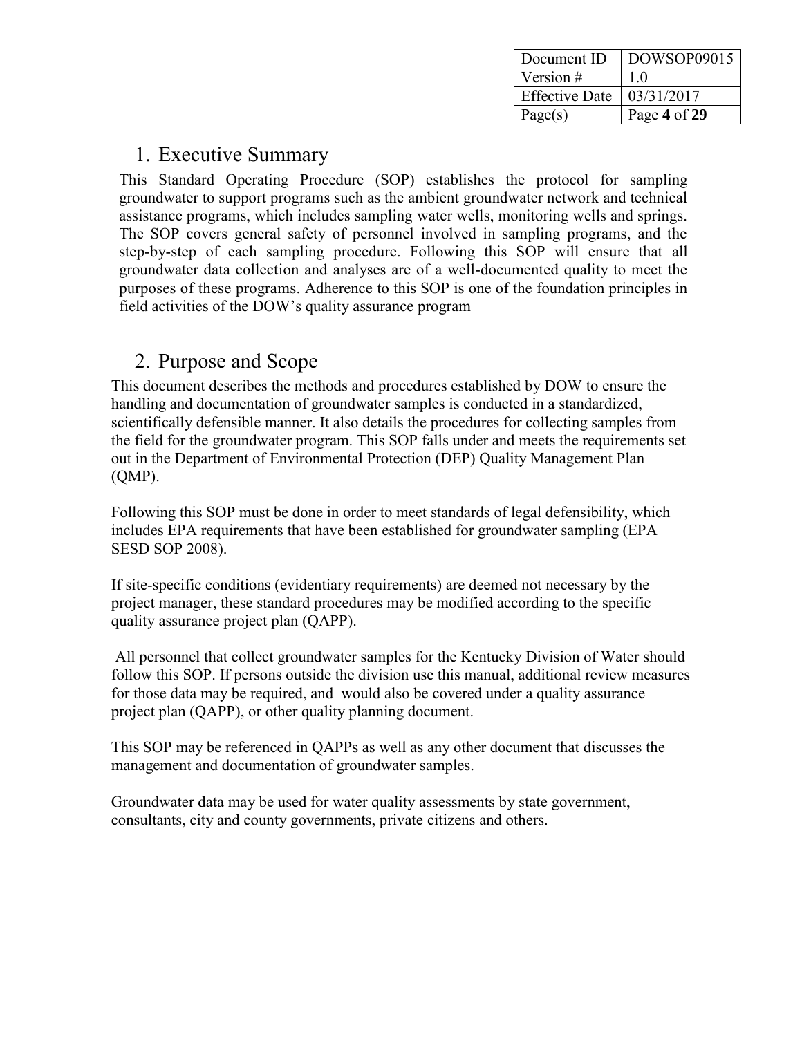# 1. Executive Summary

This Standard Operating Procedure (SOP) establishes the protocol for sampling groundwater to support programs such as the ambient groundwater network and technical assistance programs, which includes sampling water wells, monitoring wells and springs. The SOP covers general safety of personnel involved in sampling programs, and the step-by-step of each sampling procedure. Following this SOP will ensure that all groundwater data collection and analyses are of a well-documented quality to meet the purposes of these programs. Adherence to this SOP is one of the foundation principles in field activities of the DOW's quality assurance program

# 2. Purpose and Scope

This document describes the methods and procedures established by DOW to ensure the handling and documentation of groundwater samples is conducted in a standardized, scientifically defensible manner. It also details the procedures for collecting samples from the field for the groundwater program. This SOP falls under and meets the requirements set out in the Department of Environmental Protection (DEP) Quality Management Plan (QMP).

Following this SOP must be done in order to meet standards of legal defensibility, which includes EPA requirements that have been established for groundwater sampling (EPA SESD SOP 2008).

If site-specific conditions (evidentiary requirements) are deemed not necessary by the project manager, these standard procedures may be modified according to the specific quality assurance project plan (QAPP).

All personnel that collect groundwater samples for the Kentucky Division of Water should follow this SOP. If persons outside the division use this manual, additional review measures for those data may be required, and would also be covered under a quality assurance project plan (QAPP), or other quality planning document.

This SOP may be referenced in QAPPs as well as any other document that discusses the management and documentation of groundwater samples.

Groundwater data may be used for water quality assessments by state government, consultants, city and county governments, private citizens and others.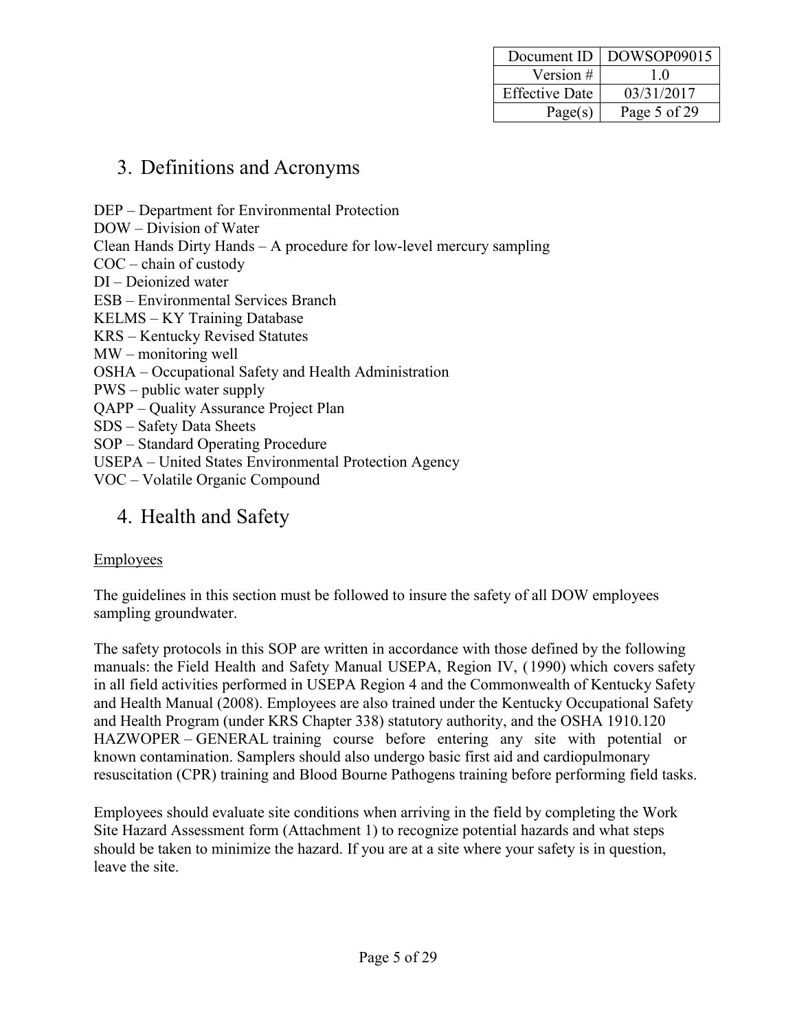## 3. Definitions and Acronyms

DEP – Department for Environmental Protection
DOW – Division of Water
Clean Hands Dirty Hands – A procedure for low-level mercury sampling
COC – chain of custody
DI – Deionized water
ESB – Environmental Services Branch
KELMS – KY Training Database
KRS – Kentucky Revised Statutes
MW – monitoring well
OSHA – Occupational Safety and Health Administration
PWS – public water supply
QAPP – Quality Assurance Project Plan
SDS – Safety Data Sheets
SOP – Standard Operating Procedure
USEPA – United States Environmental Protection Agency
VOC – Volatile Organic Compound

## 4. Health and Safety

<u>Employees</u>

The guidelines in this section must be followed to insure the safety of all DOW employees sampling groundwater.

The safety protocols in this SOP are written in accordance with those defined by the following manuals: the Field Health and Safety Manual USEPA, Region IV, (1990) which covers safety in all field activities performed in USEPA Region 4 and the Commonwealth of Kentucky Safety and Health Manual (2008). Employees are also trained under the Kentucky Occupational Safety and Health Program (under KRS Chapter 338) statutory authority, and the OSHA 1910.120 HAZWOPER – GENERAL training course before entering any site with potential or known contamination. Samplers should also undergo basic first aid and cardiopulmonary resuscitation (CPR) training and Blood Bourne Pathogens training before performing field tasks.

Employees should evaluate site conditions when arriving in the field by completing the Work Site Hazard Assessment form (Attachment 1) to recognize potential hazards and what steps should be taken to minimize the hazard. If you are at a site where your safety is in question, leave the site.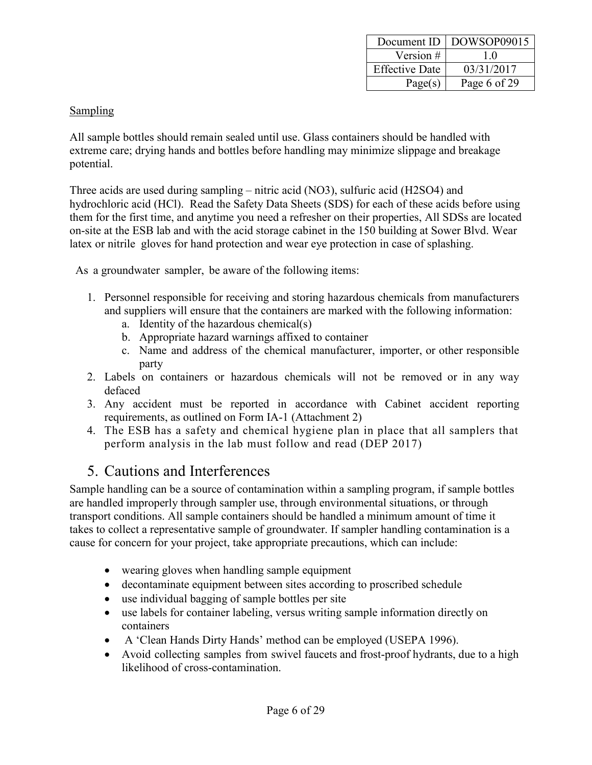Sampling

All sample bottles should remain sealed until use. Glass containers should be handled with extreme care; drying hands and bottles before handling may minimize slippage and breakage potential.

Three acids are used during sampling – nitric acid ($NO_3$), sulfuric acid ($H_2SO_4$) and hydrochloric acid (HCl). Read the Safety Data Sheets (SDS) for each of these acids before using them for the first time, and anytime you need a refresher on their properties, All SDSs are located on-site at the ESB lab and with the acid storage cabinet in the 150 building at Sower Blvd. Wear latex or nitrile gloves for hand protection and wear eye protection in case of splashing.

As a groundwater sampler, be aware of the following items:

1. Personnel responsible for receiving and storing hazardous chemicals from manufacturers and suppliers will ensure that the containers are marked with the following information:
   a. Identity of the hazardous chemical(s)
   b. Appropriate hazard warnings affixed to container
   c. Name and address of the chemical manufacturer, importer, or other responsible party
2. Labels on containers or hazardous chemicals will not be removed or in any way defaced
3. Any accident must be reported in accordance with Cabinet accident reporting requirements, as outlined on Form IA-1 (Attachment 2)
4. The ESB has a safety and chemical hygiene plan in place that all samplers that perform analysis in the lab must follow and read (DEP 2017)

## 5. Cautions and Interferences

Sample handling can be a source of contamination within a sampling program, if sample bottles are handled improperly through sampler use, through environmental situations, or through transport conditions. All sample containers should be handled a minimum amount of time it takes to collect a representative sample of groundwater. If sampler handling contamination is a cause for concern for your project, take appropriate precautions, which can include:

- wearing gloves when handling sample equipment
- decontaminate equipment between sites according to proscribed schedule
- use individual bagging of sample bottles per site
- use labels for container labeling, versus writing sample information directly on containers
- A 'Clean Hands Dirty Hands' method can be employed (USEPA 1996).
- Avoid collecting samples from swivel faucets and frost-proof hydrants, due to a high likelihood of cross-contamination.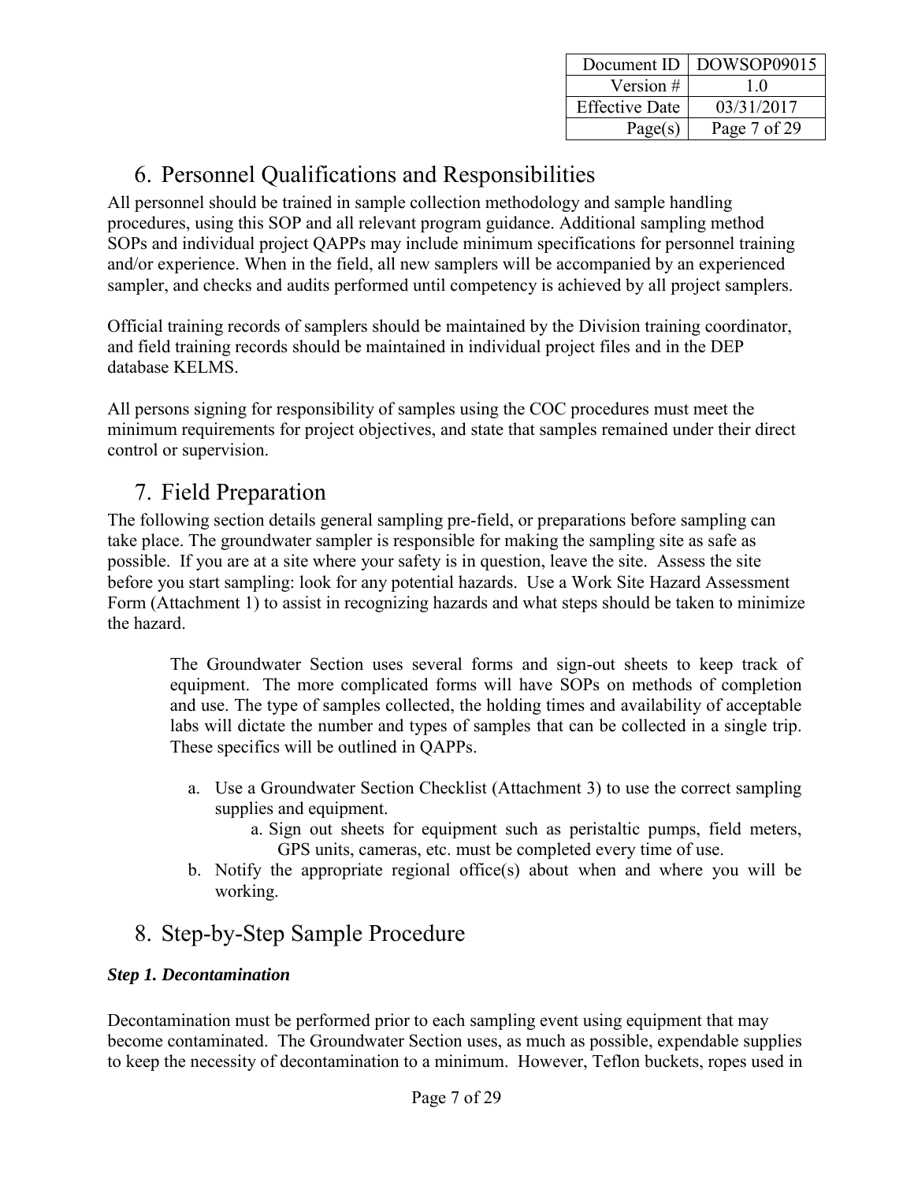## 6. Personnel Qualifications and Responsibilities

All personnel should be trained in sample collection methodology and sample handling procedures, using this SOP and all relevant program guidance. Additional sampling method SOPs and individual project QAPPs may include minimum specifications for personnel training and/or experience. When in the field, all new samplers will be accompanied by an experienced sampler, and checks and audits performed until competency is achieved by all project samplers.

Official training records of samplers should be maintained by the Division training coordinator, and field training records should be maintained in individual project files and in the DEP database KELMS.

All persons signing for responsibility of samples using the COC procedures must meet the minimum requirements for project objectives, and state that samples remained under their direct control or supervision.

## 7. Field Preparation

The following section details general sampling pre-field, or preparations before sampling can take place. The groundwater sampler is responsible for making the sampling site as safe as possible. If you are at a site where your safety is in question, leave the site. Assess the site before you start sampling: look for any potential hazards. Use a Work Site Hazard Assessment Form (Attachment 1) to assist in recognizing hazards and what steps should be taken to minimize the hazard.

The Groundwater Section uses several forms and sign-out sheets to keep track of equipment. The more complicated forms will have SOPs on methods of completion and use. The type of samples collected, the holding times and availability of acceptable labs will dictate the number and types of samples that can be collected in a single trip. These specifics will be outlined in QAPPs.

a. Use a Groundwater Section Checklist (Attachment 3) to use the correct sampling supplies and equipment.
    a. Sign out sheets for equipment such as peristaltic pumps, field meters, GPS units, cameras, etc. must be completed every time of use.
b. Notify the appropriate regional office(s) about when and where you will be working.

## 8. Step-by-Step Sample Procedure

***Step 1. Decontamination***

Decontamination must be performed prior to each sampling event using equipment that may become contaminated. The Groundwater Section uses, as much as possible, expendable supplies to keep the necessity of decontamination to a minimum. However, Teflon buckets, ropes used in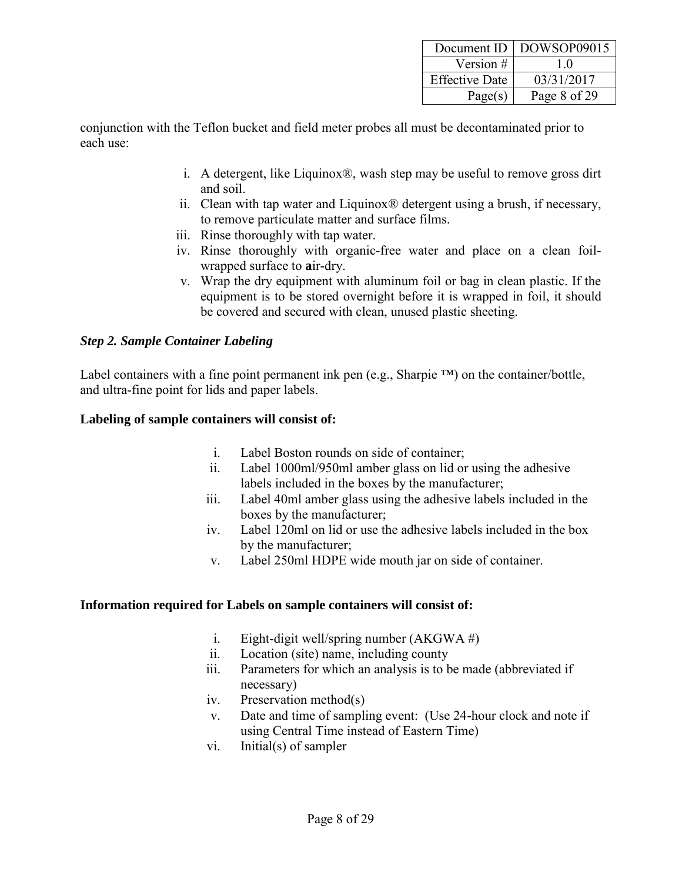conjunction with the Teflon bucket and field meter probes all must be decontaminated prior to each use:

i. A detergent, like Liquinox®, wash step may be useful to remove gross dirt and soil.
ii. Clean with tap water and Liquinox® detergent using a brush, if necessary, to remove particulate matter and surface films.
iii. Rinse thoroughly with tap water.
iv. Rinse thoroughly with organic-free water and place on a clean foil-wrapped surface to **a**ir-dry.
v. Wrap the dry equipment with aluminum foil or bag in clean plastic. If the equipment is to be stored overnight before it is wrapped in foil, it should be covered and secured with clean, unused plastic sheeting.

***Step 2. Sample Container Labeling***

Label containers with a fine point permanent ink pen (e.g., Sharpie ™) on the container/bottle, and ultra-fine point for lids and paper labels.

**Labeling of sample containers will consist of:**

i. Label Boston rounds on side of container;
ii. Label 1000ml/950ml amber glass on lid or using the adhesive labels included in the boxes by the manufacturer;
iii. Label 40ml amber glass using the adhesive labels included in the boxes by the manufacturer;
iv. Label 120ml on lid or use the adhesive labels included in the box by the manufacturer;
v. Label 250ml HDPE wide mouth jar on side of container.

**Information required for Labels on sample containers will consist of:**

i. Eight-digit well/spring number (AKGWA #)
ii. Location (site) name, including county
iii. Parameters for which an analysis is to be made (abbreviated if necessary)
iv. Preservation method(s)
v. Date and time of sampling event: (Use 24-hour clock and note if using Central Time instead of Eastern Time)
vi. Initial(s) of sampler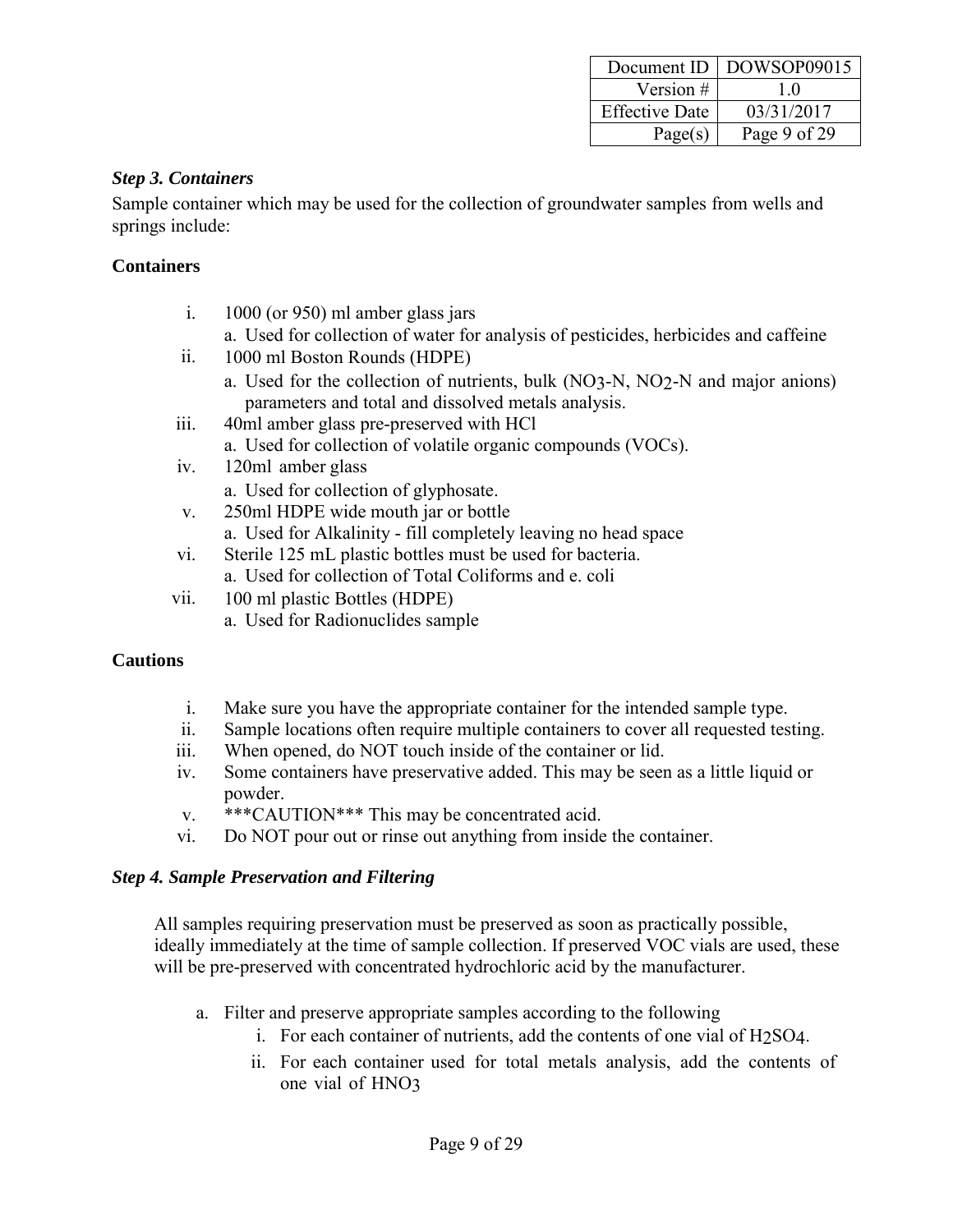### *Step 3. Containers*

Sample container which may be used for the collection of groundwater samples from wells and springs include:

**Containers**

i. 1000 (or 950) ml amber glass jars
   a. Used for collection of water for analysis of pesticides, herbicides and caffeine

ii. 1000 ml Boston Rounds (HDPE)
   a. Used for the collection of nutrients, bulk ($NO_3$-N, $NO_2$-N and major anions) parameters and total and dissolved metals analysis.

iii. 40ml amber glass pre-preserved with HCl
   a. Used for collection of volatile organic compounds (VOCs).

iv. 120ml amber glass
   a. Used for collection of glyphosate.

v. 250ml HDPE wide mouth jar or bottle
   a. Used for Alkalinity - fill completely leaving no head space

vi. Sterile 125 mL plastic bottles must be used for bacteria.
   a. Used for collection of Total Coliforms and e. coli

vii. 100 ml plastic Bottles (HDPE)
   a. Used for Radionuclides sample

**Cautions**

i. Make sure you have the appropriate container for the intended sample type.
ii. Sample locations often require multiple containers to cover all requested testing.
iii. When opened, do NOT touch inside of the container or lid.
iv. Some containers have preservative added. This may be seen as a little liquid or powder.
v. ***CAUTION*** This may be concentrated acid.
vi. Do NOT pour out or rinse out anything from inside the container.

### *Step 4. Sample Preservation and Filtering*

All samples requiring preservation must be preserved as soon as practically possible, ideally immediately at the time of sample collection. If preserved VOC vials are used, these will be pre-preserved with concentrated hydrochloric acid by the manufacturer.

a. Filter and preserve appropriate samples according to the following
   i. For each container of nutrients, add the contents of one vial of $H_2SO_4$.
   ii. For each container used for total metals analysis, add the contents of one vial of $HNO_3$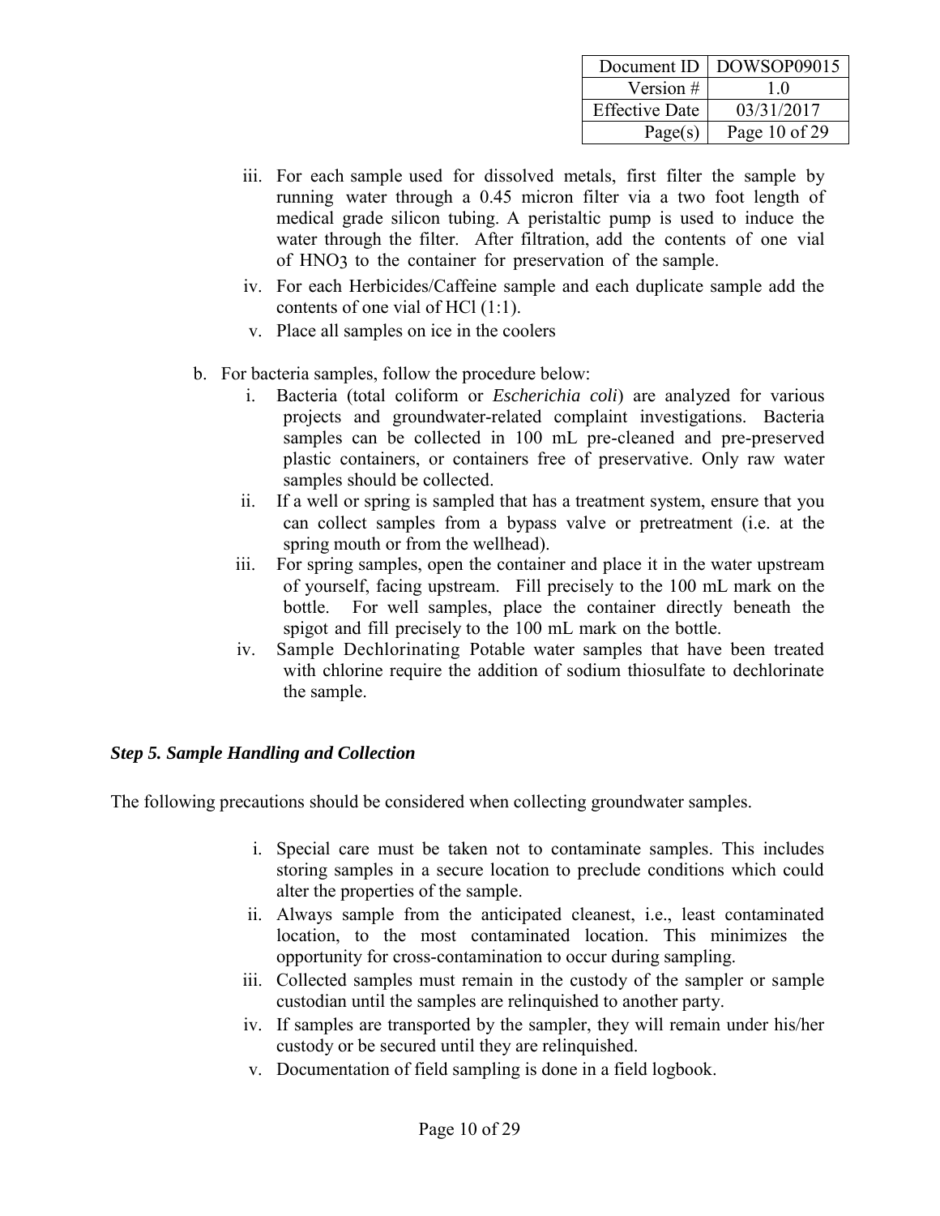iii. For each sample used for dissolved metals, first filter the sample by running water through a 0.45 micron filter via a two foot length of medical grade silicon tubing. A peristaltic pump is used to induce the water through the filter. After filtration, add the contents of one vial of $HNO_3$ to the container for preservation of the sample.

iv. For each Herbicides/Caffeine sample and each duplicate sample add the contents of one vial of HCl (1:1).

v. Place all samples on ice in the coolers

b. For bacteria samples, follow the procedure below:

   i. Bacteria (total coliform or *Escherichia coli*) are analyzed for various projects and groundwater-related complaint investigations. Bacteria samples can be collected in 100 mL pre-cleaned and pre-preserved plastic containers, or containers free of preservative. Only raw water samples should be collected.

   ii. If a well or spring is sampled that has a treatment system, ensure that you can collect samples from a bypass valve or pretreatment (i.e. at the spring mouth or from the wellhead).

   iii. For spring samples, open the container and place it in the water upstream of yourself, facing upstream. Fill precisely to the 100 mL mark on the bottle. For well samples, place the container directly beneath the spigot and fill precisely to the 100 mL mark on the bottle.

   iv. Sample Dechlorinating Potable water samples that have been treated with chlorine require the addition of sodium thiosulfate to dechlorinate the sample.

***Step 5. Sample Handling and Collection***

The following precautions should be considered when collecting groundwater samples.

i. Special care must be taken not to contaminate samples. This includes storing samples in a secure location to preclude conditions which could alter the properties of the sample.

ii. Always sample from the anticipated cleanest, i.e., least contaminated location, to the most contaminated location. This minimizes the opportunity for cross-contamination to occur during sampling.

iii. Collected samples must remain in the custody of the sampler or sample custodian until the samples are relinquished to another party.

iv. If samples are transported by the sampler, they will remain under his/her custody or be secured until they are relinquished.

v. Documentation of field sampling is done in a field logbook.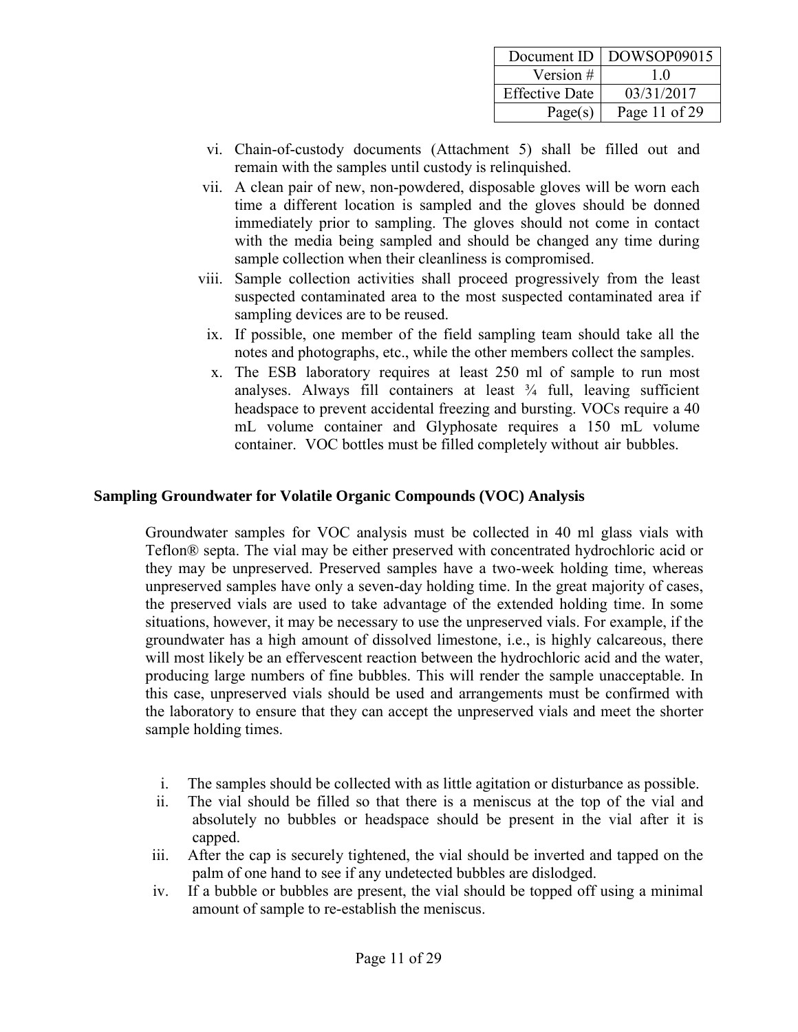vi. Chain-of-custody documents (Attachment 5) shall be filled out and remain with the samples until custody is relinquished.

vii. A clean pair of new, non-powdered, disposable gloves will be worn each time a different location is sampled and the gloves should be donned immediately prior to sampling. The gloves should not come in contact with the media being sampled and should be changed any time during sample collection when their cleanliness is compromised.

viii. Sample collection activities shall proceed progressively from the least suspected contaminated area to the most suspected contaminated area if sampling devices are to be reused.

ix. If possible, one member of the field sampling team should take all the notes and photographs, etc., while the other members collect the samples.

x. The ESB laboratory requires at least 250 ml of sample to run most analyses. Always fill containers at least ¾ full, leaving sufficient headspace to prevent accidental freezing and bursting. VOCs require a 40 mL volume container and Glyphosate requires a 150 mL volume container. VOC bottles must be filled completely without air bubbles.

## Sampling Groundwater for Volatile Organic Compounds (VOC) Analysis

Groundwater samples for VOC analysis must be collected in 40 ml glass vials with Teflon® septa. The vial may be either preserved with concentrated hydrochloric acid or they may be unpreserved. Preserved samples have a two-week holding time, whereas unpreserved samples have only a seven-day holding time. In the great majority of cases, the preserved vials are used to take advantage of the extended holding time. In some situations, however, it may be necessary to use the unpreserved vials. For example, if the groundwater has a high amount of dissolved limestone, i.e., is highly calcareous, there will most likely be an effervescent reaction between the hydrochloric acid and the water, producing large numbers of fine bubbles. This will render the sample unacceptable. In this case, unpreserved vials should be used and arrangements must be confirmed with the laboratory to ensure that they can accept the unpreserved vials and meet the shorter sample holding times.

i. The samples should be collected with as little agitation or disturbance as possible.

ii. The vial should be filled so that there is a meniscus at the top of the vial and absolutely no bubbles or headspace should be present in the vial after it is capped.

iii. After the cap is securely tightened, the vial should be inverted and tapped on the palm of one hand to see if any undetected bubbles are dislodged.

iv. If a bubble or bubbles are present, the vial should be topped off using a minimal amount of sample to re-establish the meniscus.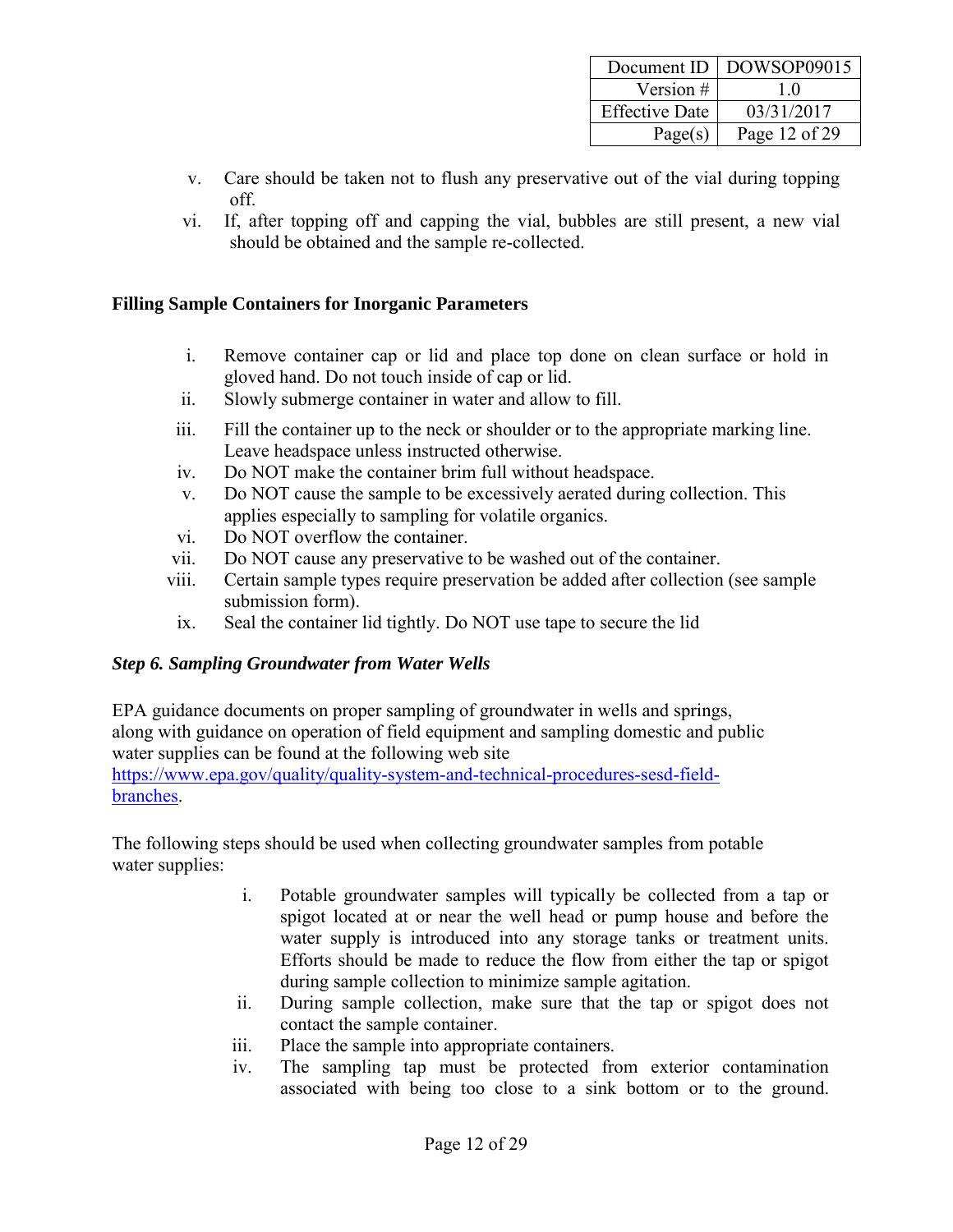v. Care should be taken not to flush any preservative out of the vial during topping off.
vi. If, after topping off and capping the vial, bubbles are still present, a new vial should be obtained and the sample re-collected.

**Filling Sample Containers for Inorganic Parameters**

i. Remove container cap or lid and place top done on clean surface or hold in gloved hand. Do not touch inside of cap or lid.
ii. Slowly submerge container in water and allow to fill.
iii. Fill the container up to the neck or shoulder or to the appropriate marking line. Leave headspace unless instructed otherwise.
iv. Do NOT make the container brim full without headspace.
v. Do NOT cause the sample to be excessively aerated during collection. This applies especially to sampling for volatile organics.
vi. Do NOT overflow the container.
vii. Do NOT cause any preservative to be washed out of the container.
viii. Certain sample types require preservation be added after collection (see sample submission form).
ix. Seal the container lid tightly. Do NOT use tape to secure the lid

***Step 6. Sampling Groundwater from Water Wells***

EPA guidance documents on proper sampling of groundwater in wells and springs, along with guidance on operation of field equipment and sampling domestic and public water supplies can be found at the following web site https://www.epa.gov/quality/quality-system-and-technical-procedures-sesd-field-branches.

The following steps should be used when collecting groundwater samples from potable water supplies:

i. Potable groundwater samples will typically be collected from a tap or spigot located at or near the well head or pump house and before the water supply is introduced into any storage tanks or treatment units. Efforts should be made to reduce the flow from either the tap or spigot during sample collection to minimize sample agitation.
ii. During sample collection, make sure that the tap or spigot does not contact the sample container.
iii. Place the sample into appropriate containers.
iv. The sampling tap must be protected from exterior contamination associated with being too close to a sink bottom or to the ground.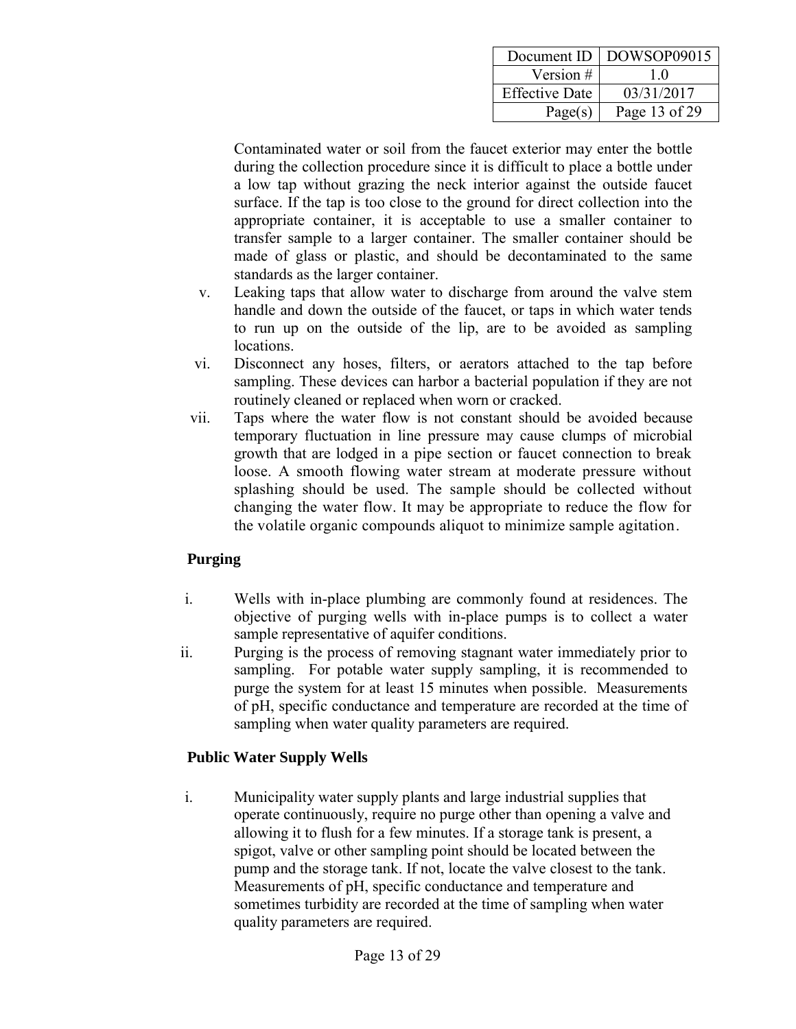Contaminated water or soil from the faucet exterior may enter the bottle during the collection procedure since it is difficult to place a bottle under a low tap without grazing the neck interior against the outside faucet surface. If the tap is too close to the ground for direct collection into the appropriate container, it is acceptable to use a smaller container to transfer sample to a larger container. The smaller container should be made of glass or plastic, and should be decontaminated to the same standards as the larger container.

v. Leaking taps that allow water to discharge from around the valve stem handle and down the outside of the faucet, or taps in which water tends to run up on the outside of the lip, are to be avoided as sampling locations.

vi. Disconnect any hoses, filters, or aerators attached to the tap before sampling. These devices can harbor a bacterial population if they are not routinely cleaned or replaced when worn or cracked.

vii. Taps where the water flow is not constant should be avoided because temporary fluctuation in line pressure may cause clumps of microbial growth that are lodged in a pipe section or faucet connection to break loose. A smooth flowing water stream at moderate pressure without splashing should be used. The sample should be collected without changing the water flow. It may be appropriate to reduce the flow for the volatile organic compounds aliquot to minimize sample agitation.

**Purging**

i. Wells with in-place plumbing are commonly found at residences. The objective of purging wells with in-place pumps is to collect a water sample representative of aquifer conditions.

ii. Purging is the process of removing stagnant water immediately prior to sampling. For potable water supply sampling, it is recommended to purge the system for at least 15 minutes when possible. Measurements of pH, specific conductance and temperature are recorded at the time of sampling when water quality parameters are required.

**Public Water Supply Wells**

i. Municipality water supply plants and large industrial supplies that operate continuously, require no purge other than opening a valve and allowing it to flush for a few minutes. If a storage tank is present, a spigot, valve or other sampling point should be located between the pump and the storage tank. If not, locate the valve closest to the tank. Measurements of pH, specific conductance and temperature and sometimes turbidity are recorded at the time of sampling when water quality parameters are required.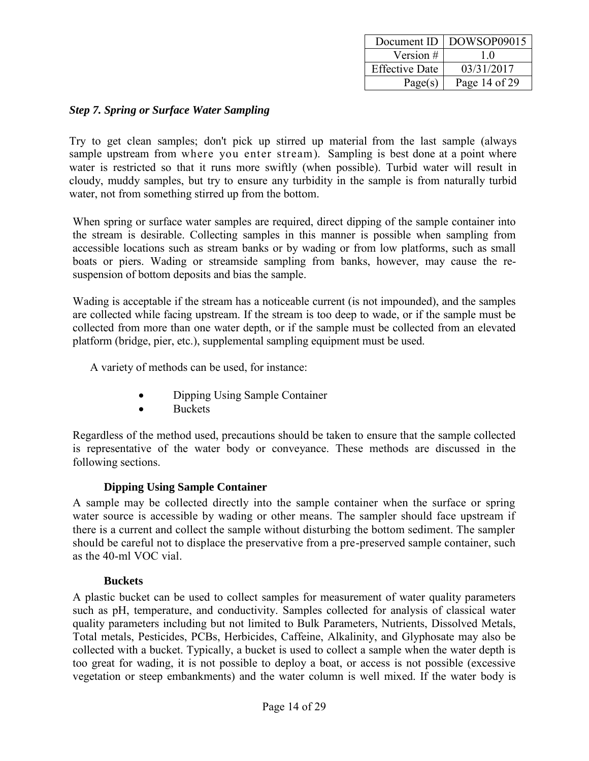### *Step 7. Spring or Surface Water Sampling*

Try to get clean samples; don't pick up stirred up material from the last sample (always sample upstream from where you enter stream). Sampling is best done at a point where water is restricted so that it runs more swiftly (when possible). Turbid water will result in cloudy, muddy samples, but try to ensure any turbidity in the sample is from naturally turbid water, not from something stirred up from the bottom.

When spring or surface water samples are required, direct dipping of the sample container into the stream is desirable. Collecting samples in this manner is possible when sampling from accessible locations such as stream banks or by wading or from low platforms, such as small boats or piers. Wading or streamside sampling from banks, however, may cause the re-suspension of bottom deposits and bias the sample.

Wading is acceptable if the stream has a noticeable current (is not impounded), and the samples are collected while facing upstream. If the stream is too deep to wade, or if the sample must be collected from more than one water depth, or if the sample must be collected from an elevated platform (bridge, pier, etc.), supplemental sampling equipment must be used.

A variety of methods can be used, for instance:

- Dipping Using Sample Container
- Buckets

Regardless of the method used, precautions should be taken to ensure that the sample collected is representative of the water body or conveyance. These methods are discussed in the following sections.

**Dipping Using Sample Container**

A sample may be collected directly into the sample container when the surface or spring water source is accessible by wading or other means. The sampler should face upstream if there is a current and collect the sample without disturbing the bottom sediment. The sampler should be careful not to displace the preservative from a pre-preserved sample container, such as the 40-ml VOC vial.

**Buckets**

A plastic bucket can be used to collect samples for measurement of water quality parameters such as pH, temperature, and conductivity. Samples collected for analysis of classical water quality parameters including but not limited to Bulk Parameters, Nutrients, Dissolved Metals, Total metals, Pesticides, PCBs, Herbicides, Caffeine, Alkalinity, and Glyphosate may also be collected with a bucket. Typically, a bucket is used to collect a sample when the water depth is too great for wading, it is not possible to deploy a boat, or access is not possible (excessive vegetation or steep embankments) and the water column is well mixed. If the water body is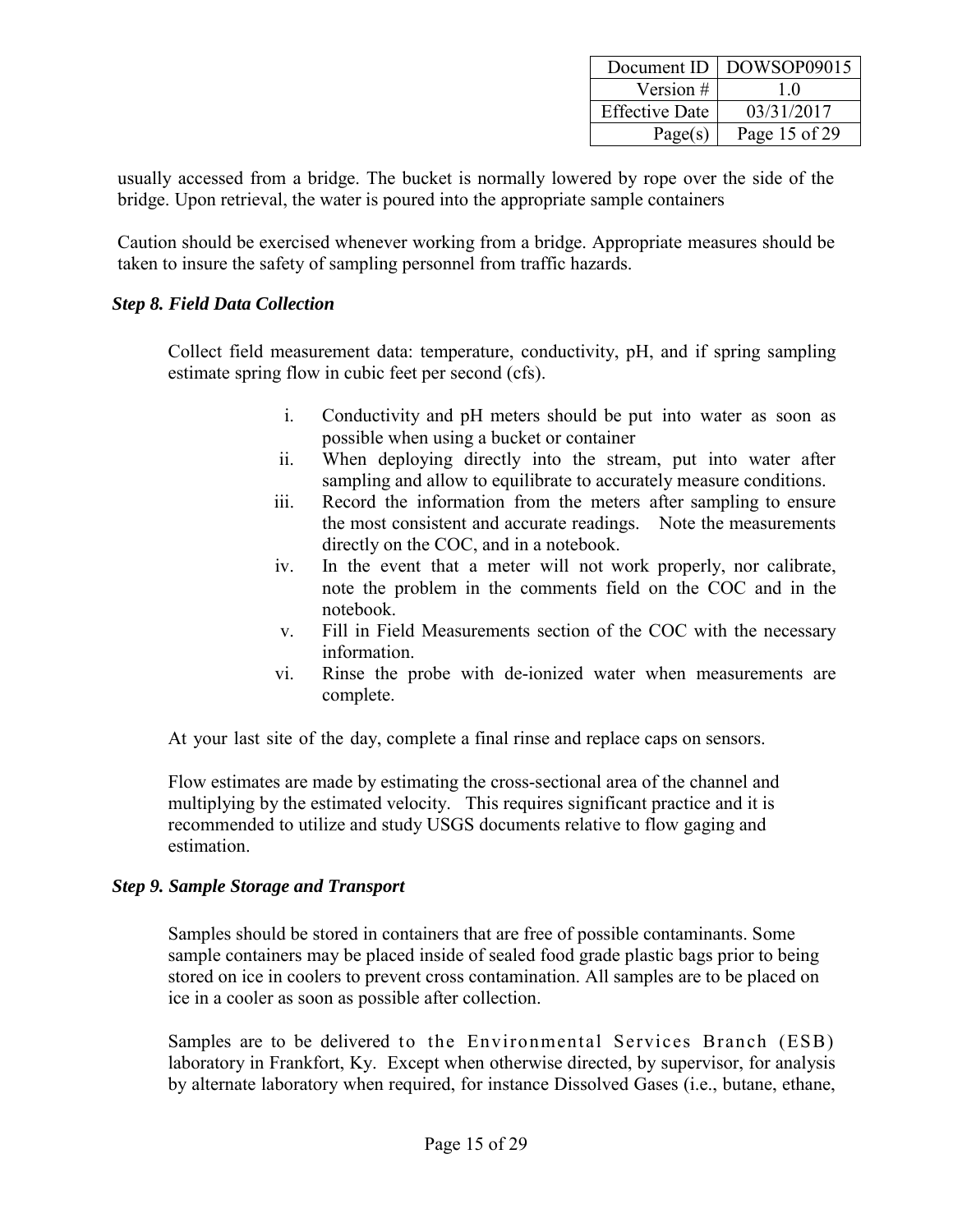usually accessed from a bridge. The bucket is normally lowered by rope over the side of the bridge. Upon retrieval, the water is poured into the appropriate sample containers

Caution should be exercised whenever working from a bridge. Appropriate measures should be taken to insure the safety of sampling personnel from traffic hazards.

***Step 8. Field Data Collection***

Collect field measurement data: temperature, conductivity, pH, and if spring sampling estimate spring flow in cubic feet per second (cfs).

i. Conductivity and pH meters should be put into water as soon as possible when using a bucket or container
ii. When deploying directly into the stream, put into water after sampling and allow to equilibrate to accurately measure conditions.
iii. Record the information from the meters after sampling to ensure the most consistent and accurate readings. Note the measurements directly on the COC, and in a notebook.
iv. In the event that a meter will not work properly, nor calibrate, note the problem in the comments field on the COC and in the notebook.
v. Fill in Field Measurements section of the COC with the necessary information.
vi. Rinse the probe with de-ionized water when measurements are complete.

At your last site of the day, complete a final rinse and replace caps on sensors.

Flow estimates are made by estimating the cross-sectional area of the channel and multiplying by the estimated velocity. This requires significant practice and it is recommended to utilize and study USGS documents relative to flow gaging and estimation.

***Step 9. Sample Storage and Transport***

Samples should be stored in containers that are free of possible contaminants. Some sample containers may be placed inside of sealed food grade plastic bags prior to being stored on ice in coolers to prevent cross contamination. All samples are to be placed on ice in a cooler as soon as possible after collection.

Samples are to be delivered to the Environmental Services Branch (ESB) laboratory in Frankfort, Ky. Except when otherwise directed, by supervisor, for analysis by alternate laboratory when required, for instance Dissolved Gases (i.e., butane, ethane,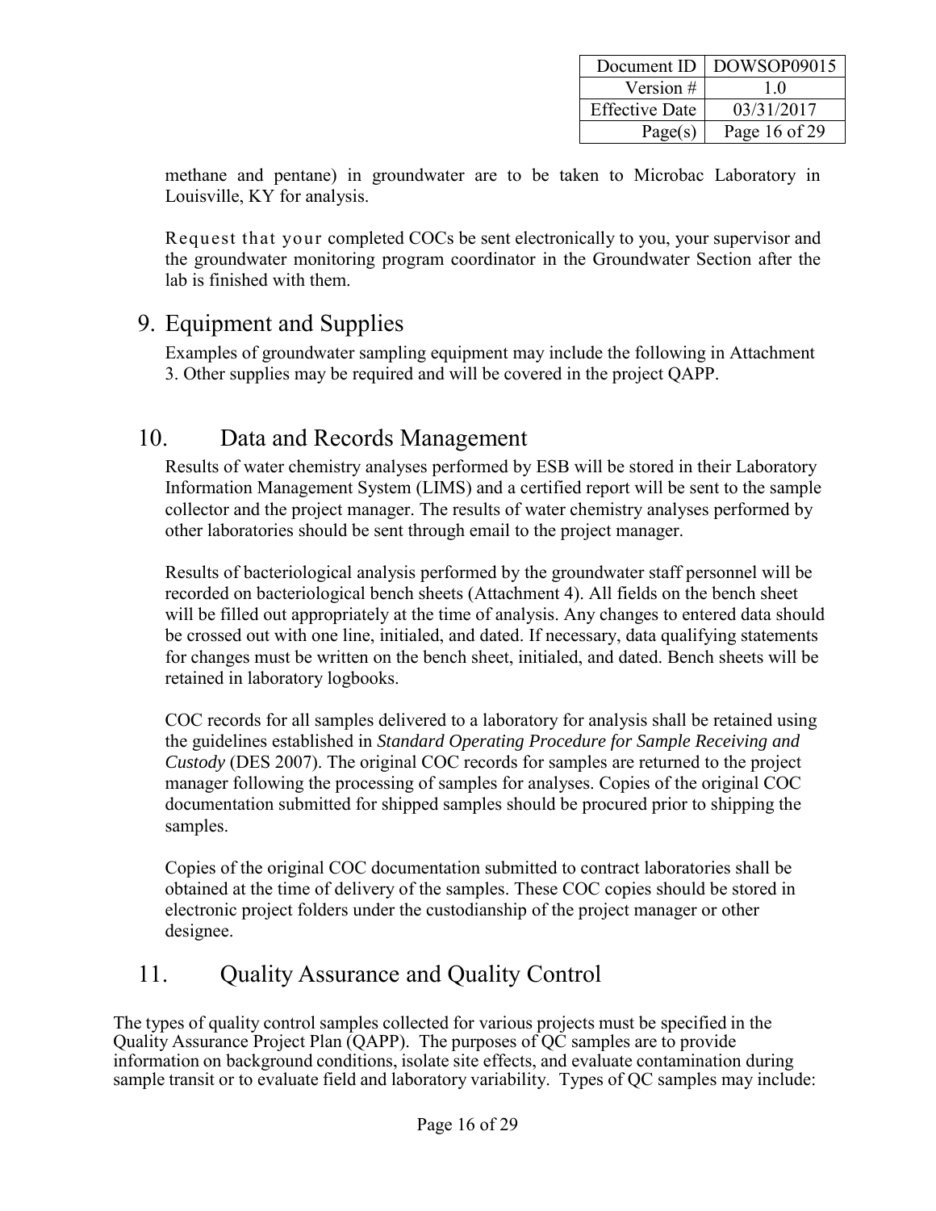methane and pentane) in groundwater are to be taken to Microbac Laboratory in Louisville, KY for analysis.

Request that your completed COCs be sent electronically to you, your supervisor and the groundwater monitoring program coordinator in the Groundwater Section after the lab is finished with them.

## 9. Equipment and Supplies

Examples of groundwater sampling equipment may include the following in Attachment 3. Other supplies may be required and will be covered in the project QAPP.

## 10. Data and Records Management

Results of water chemistry analyses performed by ESB will be stored in their Laboratory Information Management System (LIMS) and a certified report will be sent to the sample collector and the project manager. The results of water chemistry analyses performed by other laboratories should be sent through email to the project manager.

Results of bacteriological analysis performed by the groundwater staff personnel will be recorded on bacteriological bench sheets (Attachment 4). All fields on the bench sheet will be filled out appropriately at the time of analysis. Any changes to entered data should be crossed out with one line, initialed, and dated. If necessary, data qualifying statements for changes must be written on the bench sheet, initialed, and dated. Bench sheets will be retained in laboratory logbooks.

COC records for all samples delivered to a laboratory for analysis shall be retained using the guidelines established in *Standard Operating Procedure for Sample Receiving and Custody* (DES 2007). The original COC records for samples are returned to the project manager following the processing of samples for analyses. Copies of the original COC documentation submitted for shipped samples should be procured prior to shipping the samples.

Copies of the original COC documentation submitted to contract laboratories shall be obtained at the time of delivery of the samples. These COC copies should be stored in electronic project folders under the custodianship of the project manager or other designee.

## 11. Quality Assurance and Quality Control

The types of quality control samples collected for various projects must be specified in the Quality Assurance Project Plan (QAPP). The purposes of QC samples are to provide information on background conditions, isolate site effects, and evaluate contamination during sample transit or to evaluate field and laboratory variability. Types of QC samples may include: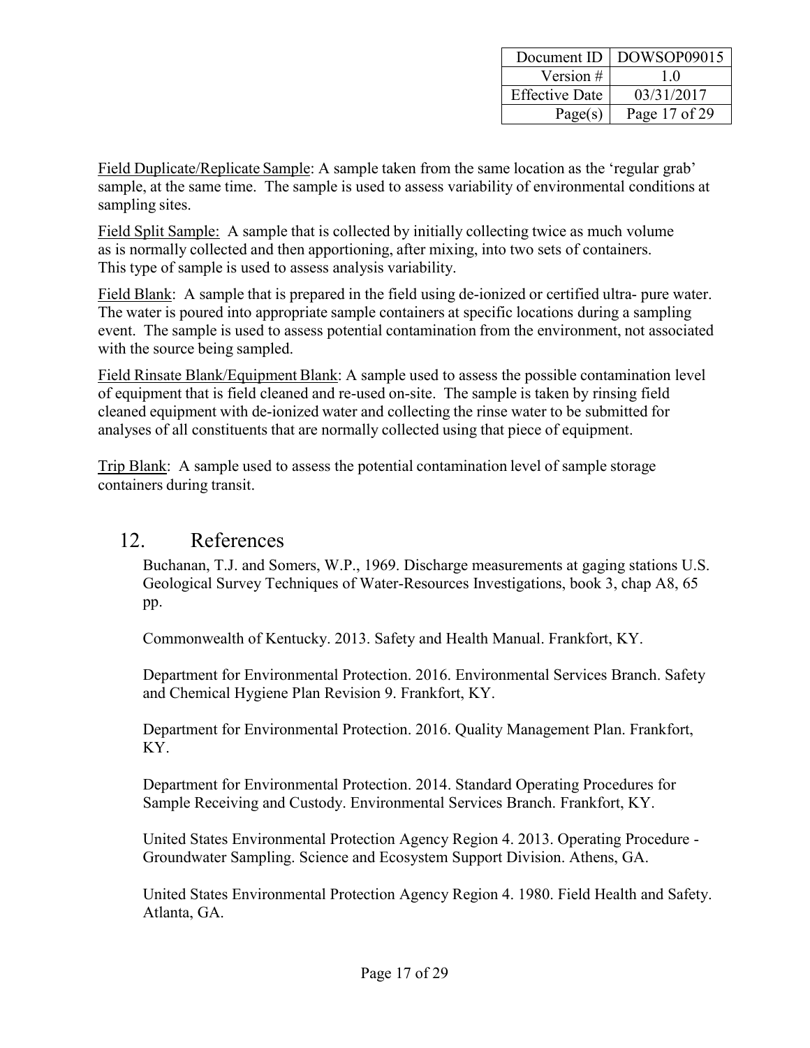Field Duplicate/Replicate Sample: A sample taken from the same location as the 'regular grab' sample, at the same time. The sample is used to assess variability of environmental conditions at sampling sites.

Field Split Sample: A sample that is collected by initially collecting twice as much volume as is normally collected and then apportioning, after mixing, into two sets of containers. This type of sample is used to assess analysis variability.

Field Blank: A sample that is prepared in the field using de-ionized or certified ultra- pure water. The water is poured into appropriate sample containers at specific locations during a sampling event. The sample is used to assess potential contamination from the environment, not associated with the source being sampled.

Field Rinsate Blank/Equipment Blank: A sample used to assess the possible contamination level of equipment that is field cleaned and re-used on-site. The sample is taken by rinsing field cleaned equipment with de-ionized water and collecting the rinse water to be submitted for analyses of all constituents that are normally collected using that piece of equipment.

Trip Blank: A sample used to assess the potential contamination level of sample storage containers during transit.

## 12. References

Buchanan, T.J. and Somers, W.P., 1969. Discharge measurements at gaging stations U.S. Geological Survey Techniques of Water-Resources Investigations, book 3, chap A8, 65 pp.

Commonwealth of Kentucky. 2013. Safety and Health Manual. Frankfort, KY.

Department for Environmental Protection. 2016. Environmental Services Branch. Safety and Chemical Hygiene Plan Revision 9. Frankfort, KY.

Department for Environmental Protection. 2016. Quality Management Plan. Frankfort, KY.

Department for Environmental Protection. 2014. Standard Operating Procedures for Sample Receiving and Custody. Environmental Services Branch. Frankfort, KY.

United States Environmental Protection Agency Region 4. 2013. Operating Procedure - Groundwater Sampling. Science and Ecosystem Support Division. Athens, GA.

United States Environmental Protection Agency Region 4. 1980. Field Health and Safety. Atlanta, GA.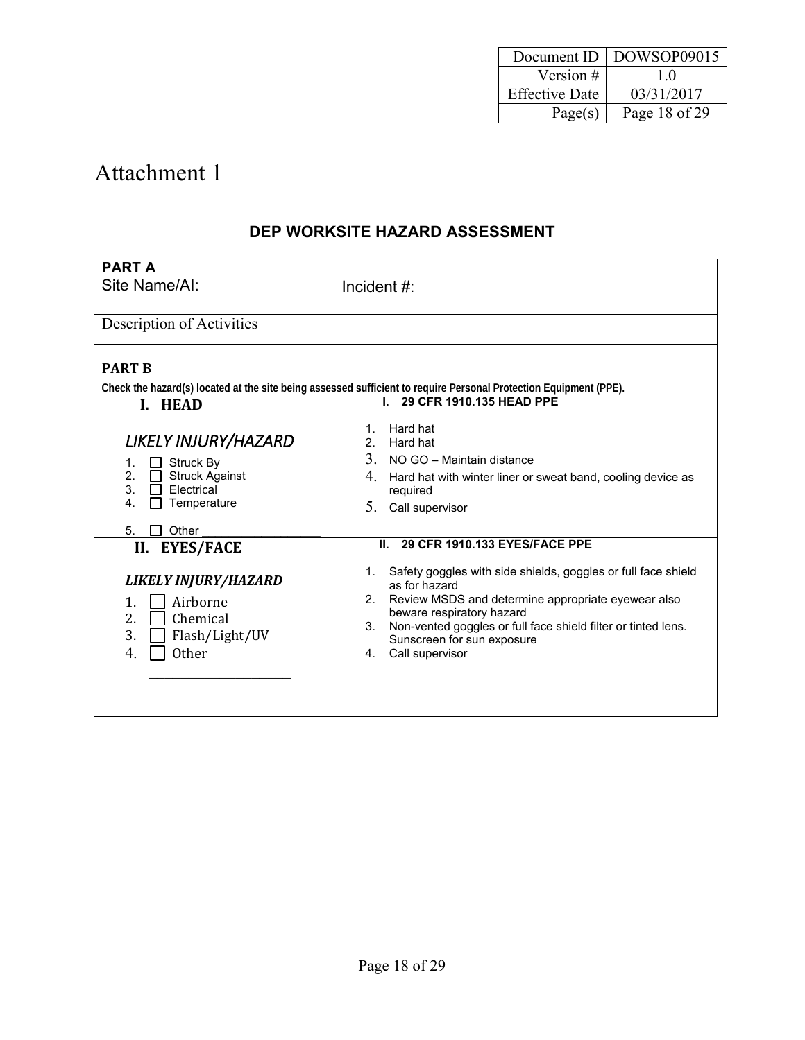| Document ID | DOWSOP09015 |
|---|---|
| Version # | 1.0 |
| Effective Date | 03/31/2017 |
| Page(s) | Page 18 of 29 |

# Attachment 1

## DEP WORKSITE HAZARD ASSESSMENT

**PART A**

Site Name/AI: Incident #:

Description of Activities

**PART B**

**Check the hazard(s) located at the site being assessed sufficient to require Personal Protection Equipment (PPE).**

| **I. HEAD** | **I. 29 CFR 1910.135 HEAD PPE** |
|---|---|
| *LIKELY INJURY/HAZARD*<br>1. ☐ Struck By<br>2. ☐ Struck Against<br>3. ☐ Electrical<br>4. ☐ Temperature<br>5. ☐ Other ________________ | 1. Hard hat<br>2. Hard hat<br>3. NO GO – Maintain distance<br>4. Hard hat with winter liner or sweat band, cooling device as required<br>5. Call supervisor |
| **II. EYES/FACE** | **II. 29 CFR 1910.133 EYES/FACE PPE** |
| ***LIKELY INJURY/HAZARD***<br>1. ☐ Airborne<br>2. ☐ Chemical<br>3. ☐ Flash/Light/UV<br>4. ☐ Other<br>________________ | 1. Safety goggles with side shields, goggles or full face shield as for hazard<br>2. Review MSDS and determine appropriate eyewear also beware respiratory hazard<br>3. Non-vented goggles or full face shield filter or tinted lens. Sunscreen for sun exposure<br>4. Call supervisor |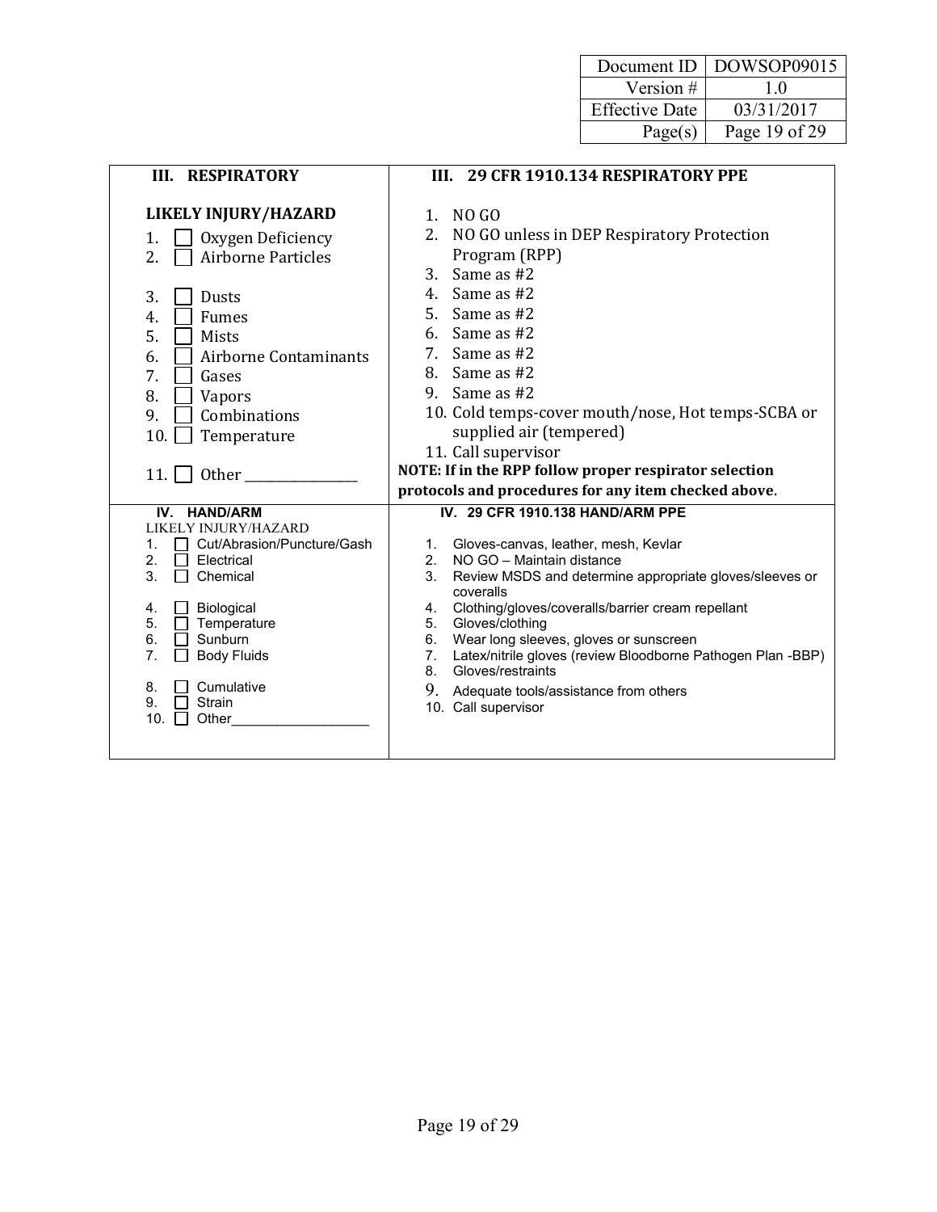| Document ID | DOWSOP09015 |
|---|---|
| Version # | 1.0 |
| Effective Date | 03/31/2017 |
| Page(s) | Page 19 of 29 |

| **III. RESPIRATORY** | **III. 29 CFR 1910.134 RESPIRATORY PPE** |
|---|---|
| **LIKELY INJURY/HAZARD**<br>1. ☐ Oxygen Deficiency<br>2. ☐ Airborne Particles<br><br>3. ☐ Dusts<br>4. ☐ Fumes<br>5. ☐ Mists<br>6. ☐ Airborne Contaminants<br>7. ☐ Gases<br>8. ☐ Vapors<br>9. ☐ Combinations<br>10. ☐ Temperature<br><br>11. ☐ Other ________________ | 1. NO GO<br>2. NO GO unless in DEP Respiratory Protection Program (RPP)<br>3. Same as #2<br>4. Same as #2<br>5. Same as #2<br>6. Same as #2<br>7. Same as #2<br>8. Same as #2<br>9. Same as #2<br>10. Cold temps-cover mouth/nose, Hot temps-SCBA or supplied air (tempered)<br>11. Call supervisor<br>**NOTE: If in the RPP follow proper respirator selection protocols and procedures for any item checked above**. |
| **IV. HAND/ARM**<br>LIKELY INJURY/HAZARD<br>1. ☐ Cut/Abrasion/Puncture/Gash<br>2. ☐ Electrical<br>3. ☐ Chemical<br><br>4. ☐ Biological<br>5. ☐ Temperature<br>6. ☐ Sunburn<br>7. ☐ Body Fluids<br><br>8. ☐ Cumulative<br>9. ☐ Strain<br>10. ☐ Other__________________ | **IV. 29 CFR 1910.138 HAND/ARM PPE**<br><br>1. Gloves-canvas, leather, mesh, Kevlar<br>2. NO GO – Maintain distance<br>3. Review MSDS and determine appropriate gloves/sleeves or coveralls<br>4. Clothing/gloves/coveralls/barrier cream repellant<br>5. Gloves/clothing<br>6. Wear long sleeves, gloves or sunscreen<br>7. Latex/nitrile gloves (review Bloodborne Pathogen Plan -BBP)<br>8. Gloves/restraints<br>9. Adequate tools/assistance from others<br>10. Call supervisor |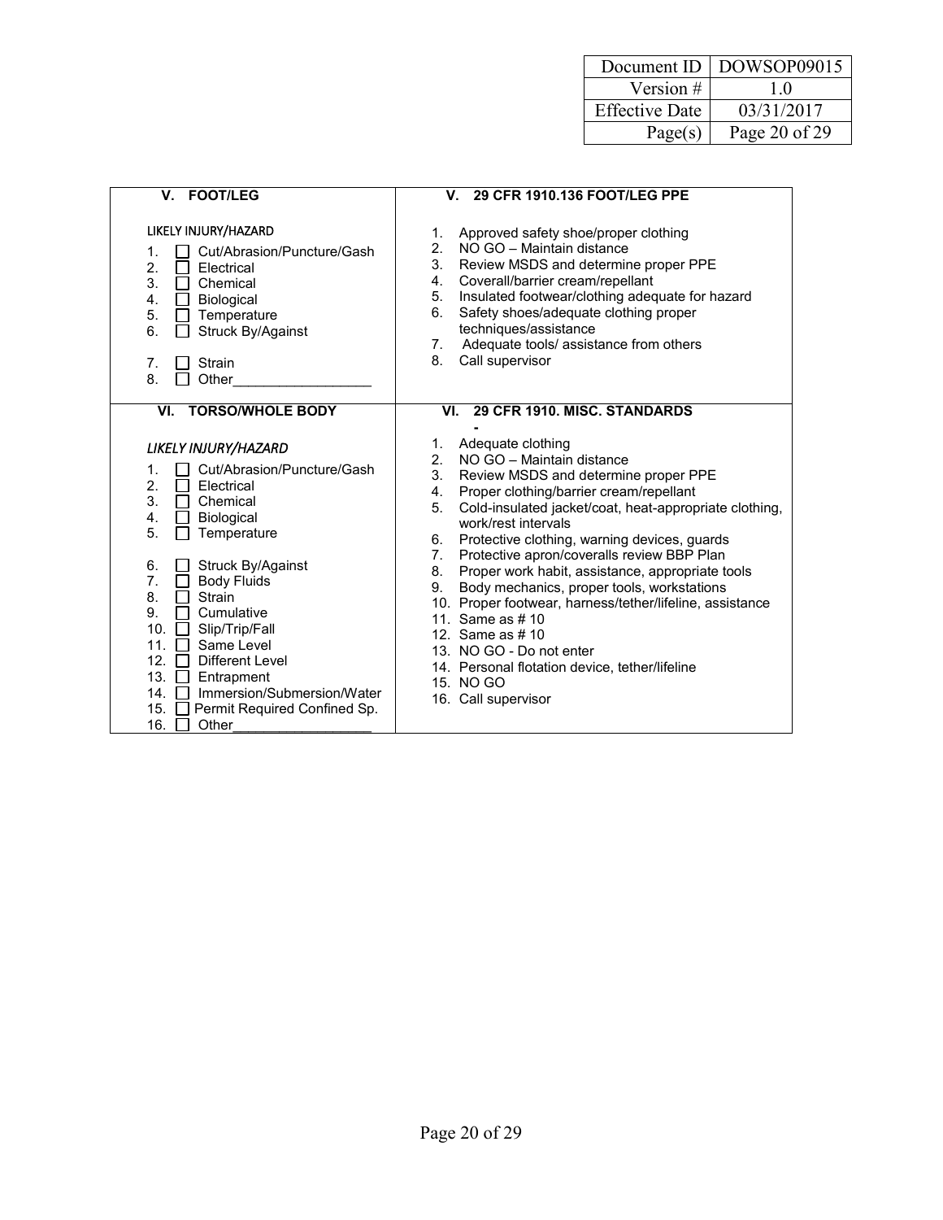| V. FOOT/LEG | V. 29 CFR 1910.136 FOOT/LEG PPE |
|---|---|
| LIKELY INJURY/HAZARD<br>1. ☐ Cut/Abrasion/Puncture/Gash<br>2. ☐ Electrical<br>3. ☐ Chemical<br>4. ☐ Biological<br>5. ☐ Temperature<br>6. ☐ Struck By/Against<br>7. ☐ Strain<br>8. ☐ Other__________________ | 1. Approved safety shoe/proper clothing<br>2. NO GO – Maintain distance<br>3. Review MSDS and determine proper PPE<br>4. Coverall/barrier cream/repellant<br>5. Insulated footwear/clothing adequate for hazard<br>6. Safety shoes/adequate clothing proper techniques/assistance<br>7. Adequate tools/ assistance from others<br>8. Call supervisor |
| **VI. TORSO/WHOLE BODY** | **VI. 29 CFR 1910. MISC. STANDARDS -** |
| *LIKELY INJURY/HAZARD*<br>1. ☐ Cut/Abrasion/Puncture/Gash<br>2. ☐ Electrical<br>3. ☐ Chemical<br>4. ☐ Biological<br>5. ☐ Temperature<br>6. ☐ Struck By/Against<br>7. ☐ Body Fluids<br>8. ☐ Strain<br>9. ☐ Cumulative<br>10. ☐ Slip/Trip/Fall<br>11. ☐ Same Level<br>12. ☐ Different Level<br>13. ☐ Entrapment<br>14. ☐ Immersion/Submersion/Water<br>15. ☐ Permit Required Confined Sp.<br>16. ☐ Other__________________ | 1. Adequate clothing<br>2. NO GO – Maintain distance<br>3. Review MSDS and determine proper PPE<br>4. Proper clothing/barrier cream/repellant<br>5. Cold-insulated jacket/coat, heat-appropriate clothing, work/rest intervals<br>6. Protective clothing, warning devices, guards<br>7. Protective apron/coveralls review BBP Plan<br>8. Proper work habit, assistance, appropriate tools<br>9. Body mechanics, proper tools, workstations<br>10. Proper footwear, harness/tether/lifeline, assistance<br>11. Same as # 10<br>12. Same as # 10<br>13. NO GO - Do not enter<br>14. Personal flotation device, tether/lifeline<br>15. NO GO<br>16. Call supervisor |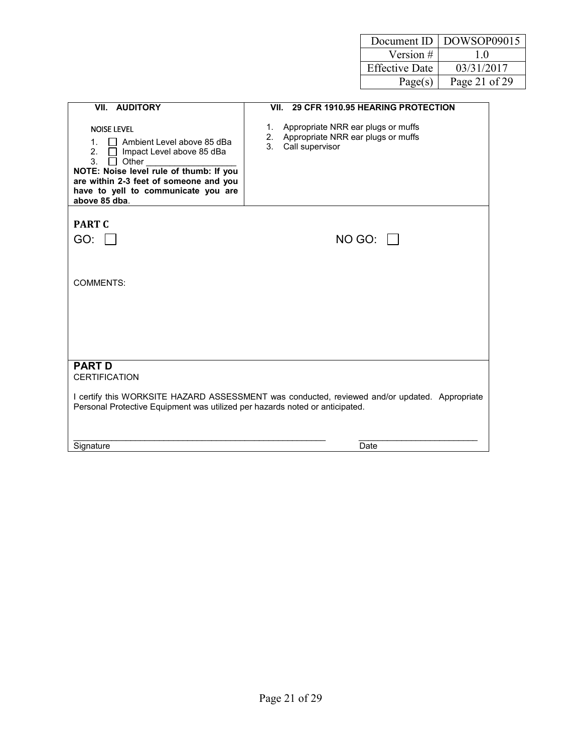| Document ID | DOWSOP09015 |
|---|---|
| Version # | 1.0 |
| Effective Date | 03/31/2017 |
| Page(s) | Page 21 of 29 |

| VII. AUDITORY | VII. 29 CFR 1910.95 HEARING PROTECTION |
|---|---|
| NOISE LEVEL<br>1. ☐ Ambient Level above 85 dBa<br>2. ☐ Impact Level above 85 dBa<br>3. ☐ Other ___________________<br>**NOTE: Noise level rule of thumb: If you are within 2-3 feet of someone and you have to yell to communicate you are above 85 dba**. | 1. Appropriate NRR ear plugs or muffs<br>2. Appropriate NRR ear plugs or muffs<br>3. Call supervisor |

**PART C**

GO: ☐ NO GO: ☐

COMMENTS:

**PART D**

CERTIFICATION

I certify this WORKSITE HAZARD ASSESSMENT was conducted, reviewed and/or updated. Appropriate Personal Protective Equipment was utilized per hazards noted or anticipated.

_______________________________________________________ ________________________

Signature Date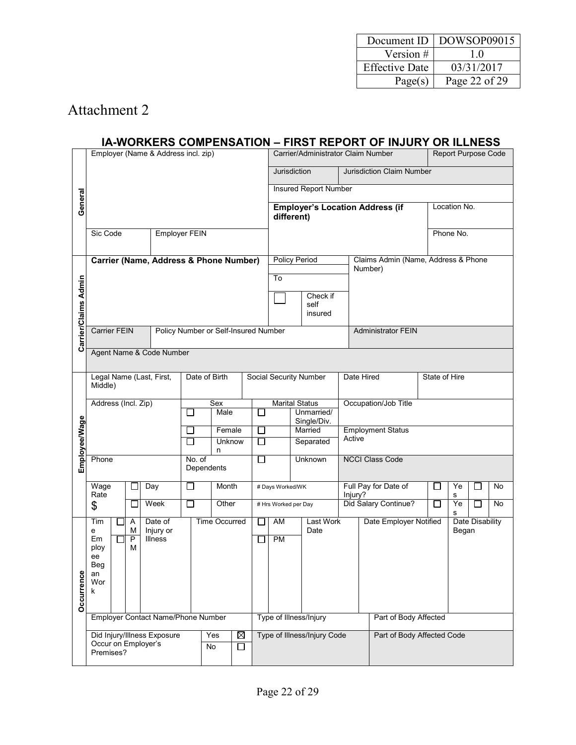| Document ID | DOWSOP09015 |
|---|---|
| Version # | 1.0 |
| Effective Date | 03/31/2017 |
| Page(s) | Page 22 of 29 |

# Attachment 2

## IA-WORKERS COMPENSATION – FIRST REPORT OF INJURY OR ILLNESS

### General

| Employer (Name & Address incl. zip) | | Carrier/Administrator Claim Number | | Report Purpose Code |
|---|---|---|---|---|
| | | Jurisdiction | Jurisdiction Claim Number | |
| | | Insured Report Number | | |
| | | **Employer's Location Address (if different)** | | Location No. |
| Sic Code | Employer FEIN | | | Phone No. |

### Carrier/Claims Admin

| **Carrier (Name, Address & Phone Number)** | | Policy Period | | Claims Admin (Name, Address & Phone Number) |
|---|---|---|---|---|
| | | To | | |
| | | ☐ | Check if self insured | |
| Carrier FEIN | Policy Number or Self-Insured Number | | | Administrator FEIN |
| Agent Name & Code Number | | | | |

### Employee/Wage

| Legal Name (Last, First, Middle) | Date of Birth | | Social Security Number | | Date Hired | State of Hire | | | |
|---|---|---|---|---|---|---|---|---|---|
| Address (Incl. Zip) | Sex | | Marital Status | | Occupation/Job Title | | | | |
| | ☐ | Male | ☐ | Unmarried/ Single/Div. | | | | | |
| | ☐ | Female | ☐ | Married | Employment Status Active | | | | |
| | ☐ | Unknown | ☐ | Separated | | | | | |
| Phone | No. of Dependents | | ☐ | Unknown | NCCI Class Code | | | | |
| Wage Rate | ☐ Day | ☐ Month | # Days Worked/WK | | Full Pay for Date of Injury? | ☐ | Yes | ☐ | No |
| $ | ☐ Week | ☐ Other | # Hrs Worked per Day | | Did Salary Continue? | ☐ | Yes | ☐ | No |

### Occurrence

| Time Employee Began Work | ☐ AM<br>☐ PM | Date of Injury or Illness | Time Occurred | ☐ AM<br>☐ PM | Last Work Date | Date Employer Notified | Date Disability Began |
|---|---|---|---|---|---|---|---|
| | | | | | | | |

| Employer Contact Name/Phone Number | | | Type of Illness/Injury | Part of Body Affected |
|---|---|---|---|---|
| Did Injury/Illness Exposure Occur on Employer's Premises? | Yes | ☒ | Type of Illness/Injury Code | Part of Body Affected Code |
| | No | ☐ | | |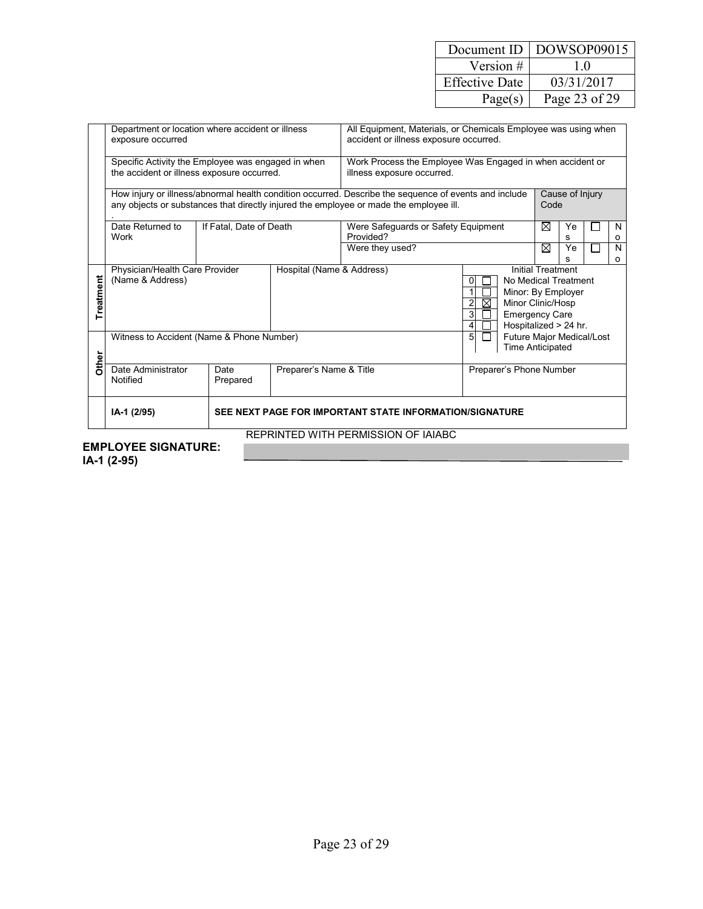| | | | | | | | | |
|---|---|---|---|---|---|---|---|---|
| | Department or location where accident or illness exposure occurred | | | All Equipment, Materials, or Chemicals Employee was using when accident or illness exposure occurred. | | | | |
| | Specific Activity the Employee was engaged in when the accident or illness exposure occurred. | | | Work Process the Employee Was Engaged in when accident or illness exposure occurred. | | | | |
| | How injury or illness/abnormal health condition occurred. Describe the sequence of events and include any objects or substances that directly injured the employee or made the employee ill. | | | | | Cause of Injury Code | | |
| | Date Returned to Work | If Fatal, Date of Death | | Were Safeguards or Safety Equipment Provided? | | ☒ Yes | ☐ No | |
| | | | | Were they used? | | ☒ Yes | ☐ No | |
| **Treatment** | Physician/Health Care Provider (Name & Address) | | Hospital (Name & Address) | | Initial Treatment<br>0 ☐ No Medical Treatment<br>1 ☐ Minor: By Employer<br>2 ☒ Minor Clinic/Hosp<br>3 ☐ Emergency Care<br>4 ☐ Hospitalized > 24 hr.<br>5 ☐ Future Major Medical/Lost Time Anticipated | | | |
| **Other** | Witness to Accident (Name & Phone Number) | | | | | | | |
| | Date Administrator Notified | Date Prepared | Preparer's Name & Title | | Preparer's Phone Number | | | |
| | **IA-1 (2/95)** | **SEE NEXT PAGE FOR IMPORTANT STATE INFORMATION/SIGNATURE** | | | | | | |

REPRINTED WITH PERMISSION OF IAIABC

**EMPLOYEE SIGNATURE:**
**IA-1 (2-95)**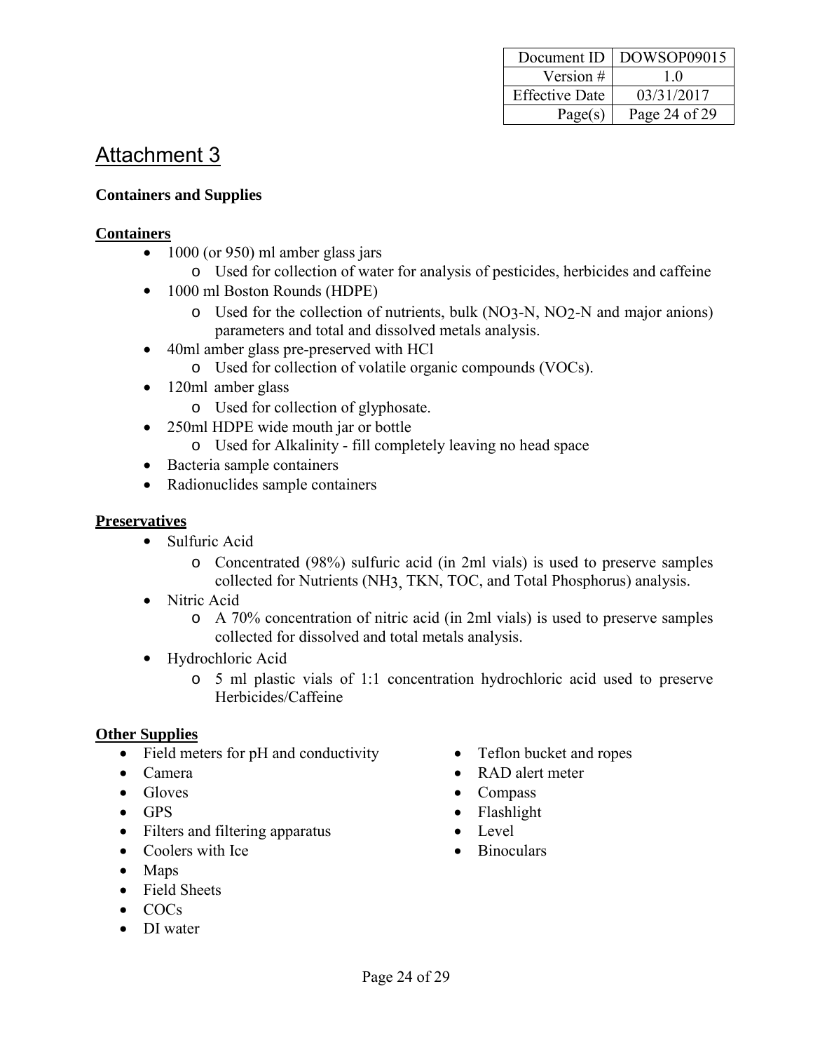# Attachment 3

**Containers and Supplies**

**Containers**

- 1000 (or 950) ml amber glass jars
  - Used for collection of water for analysis of pesticides, herbicides and caffeine
- 1000 ml Boston Rounds (HDPE)
  - Used for the collection of nutrients, bulk ($NO_3$-N, $NO_2$-N and major anions) parameters and total and dissolved metals analysis.
- 40ml amber glass pre-preserved with HCl
  - Used for collection of volatile organic compounds (VOCs).
- 120ml amber glass
  - Used for collection of glyphosate.
- 250ml HDPE wide mouth jar or bottle
  - Used for Alkalinity - fill completely leaving no head space
- Bacteria sample containers
- Radionuclides sample containers

**Preservatives**

- Sulfuric Acid
  - Concentrated (98%) sulfuric acid (in 2ml vials) is used to preserve samples collected for Nutrients ($NH_3$, TKN, TOC, and Total Phosphorus) analysis.
- Nitric Acid
  - A 70% concentration of nitric acid (in 2ml vials) is used to preserve samples collected for dissolved and total metals analysis.
- Hydrochloric Acid
  - 5 ml plastic vials of 1:1 concentration hydrochloric acid used to preserve Herbicides/Caffeine

**Other Supplies**

- Field meters for pH and conductivity
- Camera
- Gloves
- GPS
- Filters and filtering apparatus
- Coolers with Ice
- Maps
- Field Sheets
- COCs
- DI water
- Teflon bucket and ropes
- RAD alert meter
- Compass
- Flashlight
- Level
- Binoculars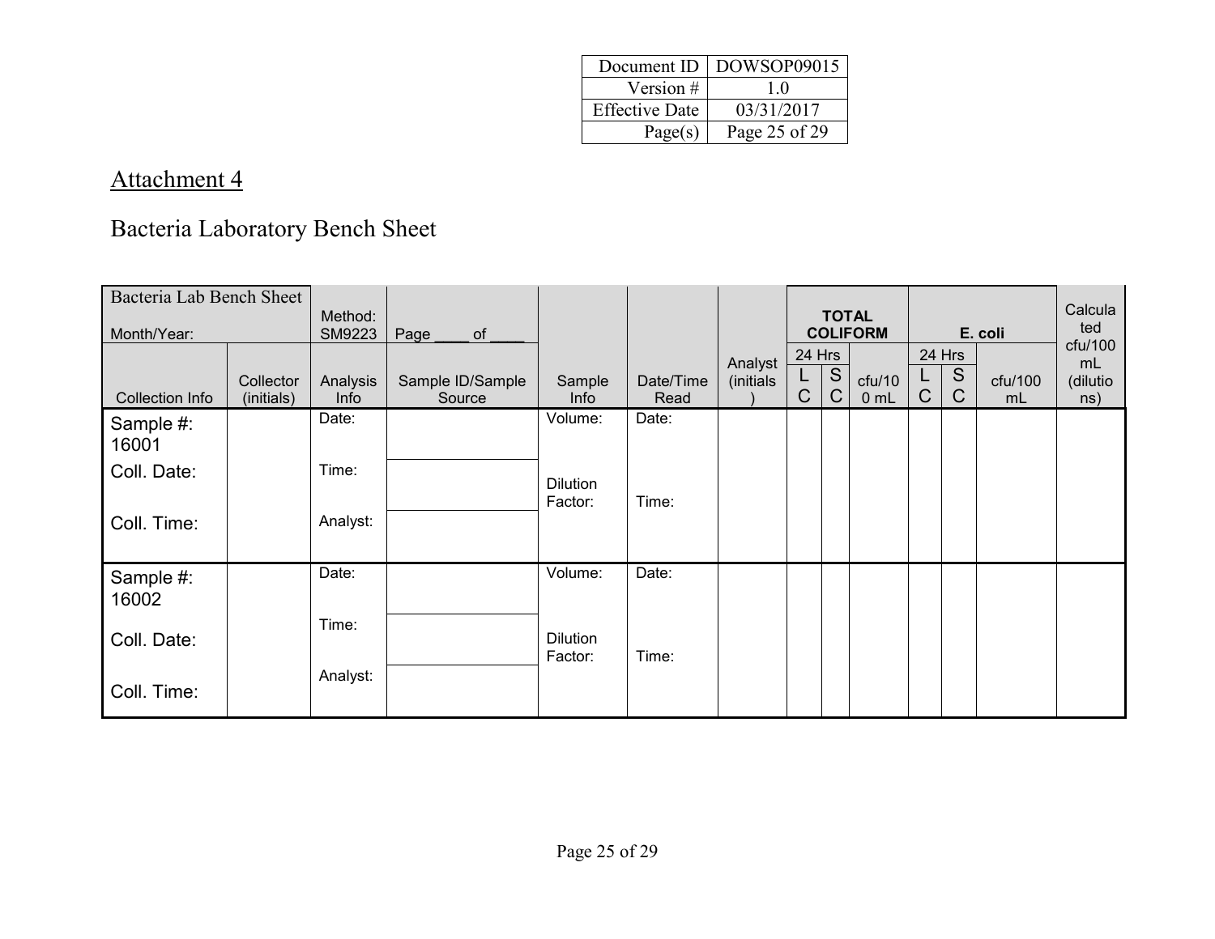| Document ID | DOWSOP09015 |
|---|---|
| Version # | 1.0 |
| Effective Date | 03/31/2017 |
| Page(s) | Page 25 of 29 |

## Attachment 4

# Bacteria Laboratory Bench Sheet

| Bacteria Lab Bench Sheet Month/Year: | | Method: SM9223 | Page ____ of ____ | | | | TOTAL COLIFORM | | | E. coli | | | Calculated cfu/100 mL (dilutions) |
|---|---|---|---|---|---|---|---|---|---|---|---|---|---|
| | | | | | | | 24 Hrs | | | 24 Hrs | | | |
| Collection Info | Collector (initials) | Analysis Info | Sample ID/Sample Source | Sample Info | Date/Time Read | Analyst (initials) | LC | SC | cfu/100 mL | LC | SC | cfu/100 mL | |
| Sample #: 16001<br>Coll. Date:<br>Coll. Time: | | Date:<br>Time:<br>Analyst: | | Volume:<br>Dilution Factor: | Date:<br>Time: | | | | | | | | |
| Sample #: 16002<br>Coll. Date:<br>Coll. Time: | | Date:<br>Time:<br>Analyst: | | Volume:<br>Dilution Factor: | Date:<br>Time: | | | | | | | | |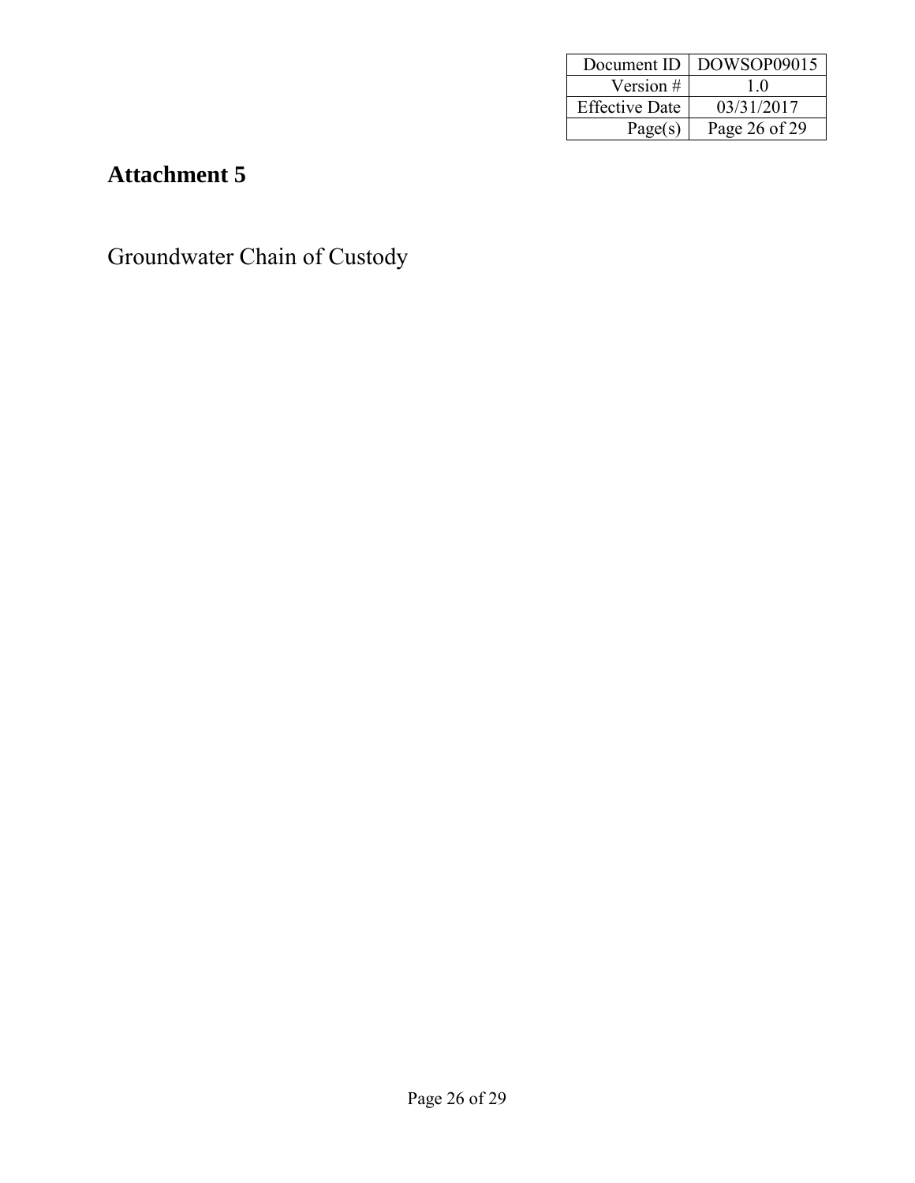# Attachment 5

Groundwater Chain of Custody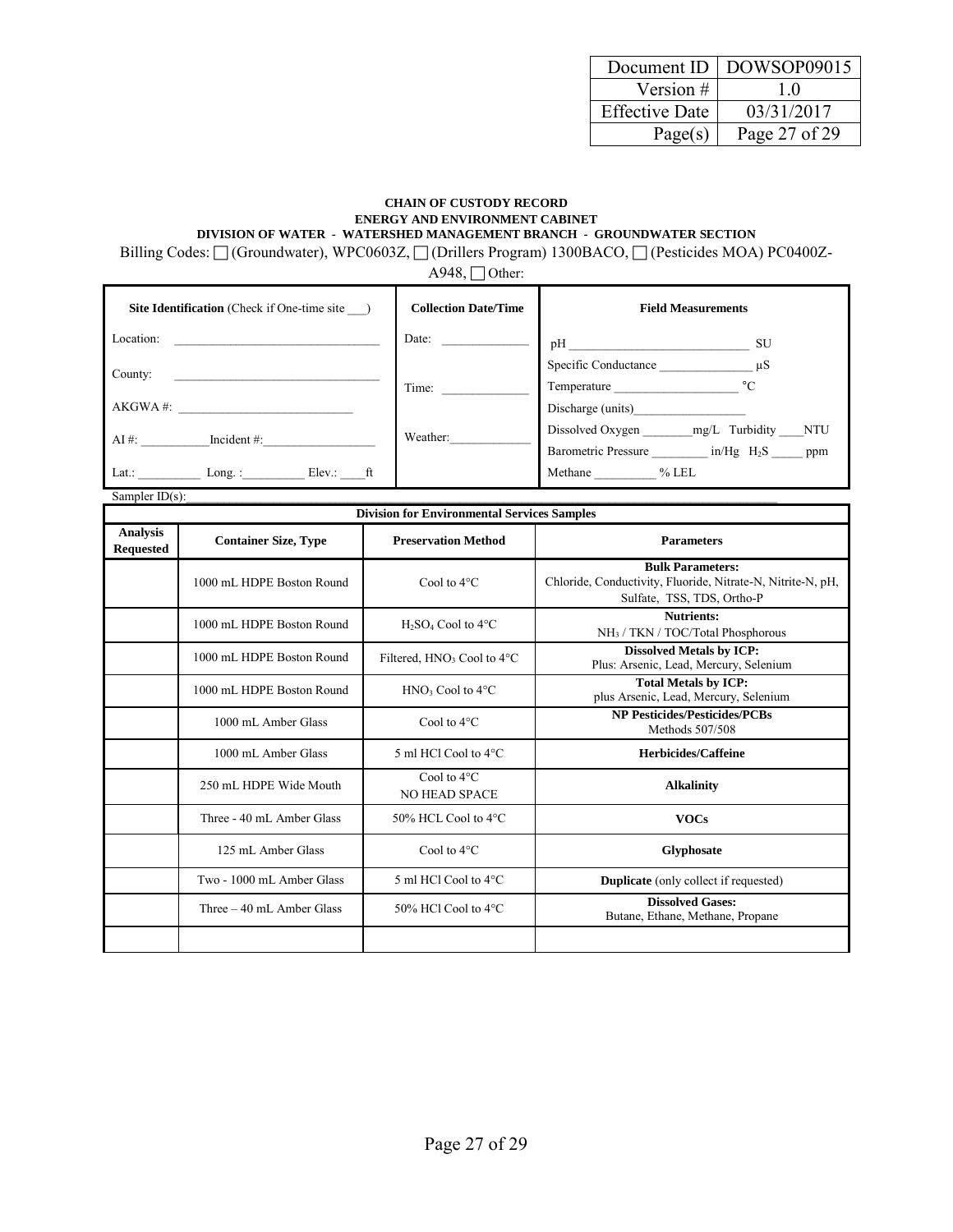| Document ID | DOWSOP09015 |
|---|---|
| Version # | 1.0 |
| Effective Date | 03/31/2017 |
| Page(s) | Page 27 of 29 |

**CHAIN OF CUSTODY RECORD**
**ENERGY AND ENVIRONMENT CABINET**
**DIVISION OF WATER - WATERSHED MANAGEMENT BRANCH - GROUNDWATER SECTION**

Billing Codes: ☐ (Groundwater), WPC0603Z, ☐ (Drillers Program) 1300BACO, ☐ (Pesticides MOA) PC0400Z-A948, ☐ Other:

| **Site Identification** (Check if One-time site ___) | **Collection Date/Time** | **Field Measurements** |
|---|---|---|
| Location: ______________________________ | Date: ____________ | pH ____________________________ SU |
| County: ______________________________ | Time: ____________ | Specific Conductance ______________ µS |
| AKGWA #: __________________________ | | Temperature __________________ °C |
| | | Discharge (units)_________________ |
| AI #: __________Incident #:________________ | Weather:____________ | Dissolved Oxygen _______mg/L Turbidity ____NTU |
| | | Barometric Pressure ________ in/Hg $H_2S$ _____ ppm |
| Lat.: _________ Long. :_________ Elev.: ____ft | | Methane _________ % LEL |

Sampler ID(s): ____________________________________________

| Division for Environmental Services Samples | | | |
|---|---|---|---|
| **Analysis Requested** | **Container Size, Type** | **Preservation Method** | **Parameters** |
| | 1000 mL HDPE Boston Round | Cool to 4°C | **Bulk Parameters:** Chloride, Conductivity, Fluoride, Nitrate-N, Nitrite-N, pH, Sulfate, TSS, TDS, Ortho-P |
| | 1000 mL HDPE Boston Round | $H_2SO_4$ Cool to 4°C | **Nutrients:** $NH_3$ / TKN / TOC/Total Phosphorous |
| | 1000 mL HDPE Boston Round | Filtered, $HNO_3$ Cool to 4°C | **Dissolved Metals by ICP:** Plus: Arsenic, Lead, Mercury, Selenium |
| | 1000 mL HDPE Boston Round | $HNO_3$ Cool to 4°C | **Total Metals by ICP:** plus Arsenic, Lead, Mercury, Selenium |
| | 1000 mL Amber Glass | Cool to 4°C | **NP Pesticides/Pesticides/PCBs** Methods 507/508 |
| | 1000 mL Amber Glass | 5 ml HCl Cool to 4°C | **Herbicides/Caffeine** |
| | 250 mL HDPE Wide Mouth | Cool to 4°C NO HEAD SPACE | **Alkalinity** |
| | Three - 40 mL Amber Glass | 50% HCL Cool to 4°C | **VOCs** |
| | 125 mL Amber Glass | Cool to 4°C | **Glyphosate** |
| | Two - 1000 mL Amber Glass | 5 ml HCl Cool to 4°C | **Duplicate** (only collect if requested) |
| | Three – 40 mL Amber Glass | 50% HCl Cool to 4°C | **Dissolved Gases:** Butane, Ethane, Methane, Propane |
| | | | |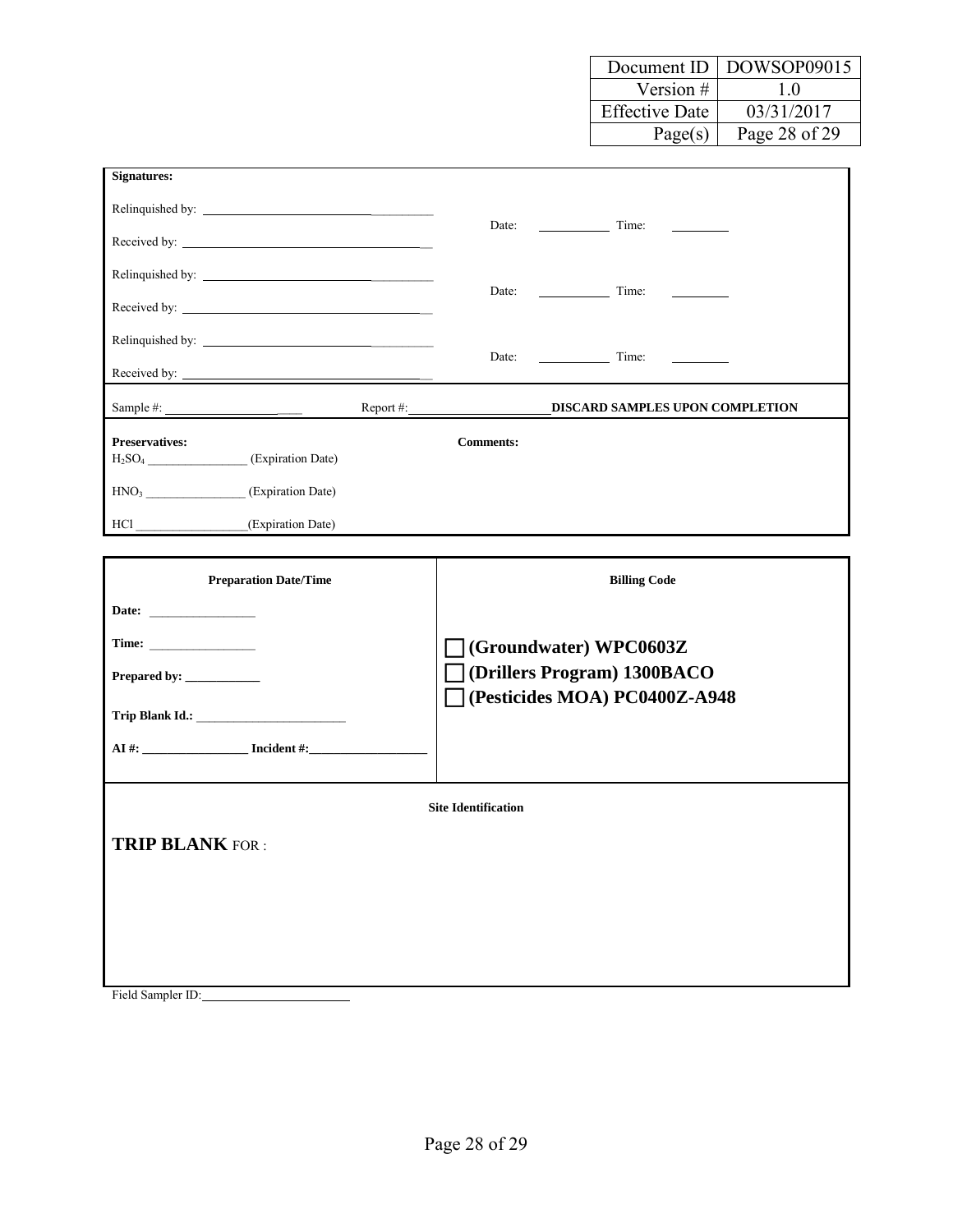| Document ID | DOWSOP09015 |
|---|---|
| Version # | 1.0 |
| Effective Date | 03/31/2017 |
| Page(s) | Page 28 of 29 |

**Signatures:**

Relinquished by: ______________________________ Date: __________ Time: ________

Received by: ______________________________

Relinquished by: ______________________________ Date: __________ Time: ________

Received by: ______________________________

Relinquished by: ______________________________ Date: __________ Time: ________

Received by: ______________________________

Sample #: ____________________ Report #: ____________________ **DISCARD SAMPLES UPON COMPLETION**

**Preservatives:**

$H_2SO_4$ ________________ (Expiration Date)

$HNO_3$ ________________ (Expiration Date)

HCl __________________(Expiration Date)

**Comments:**

| **Preparation Date/Time** | **Billing Code** |
|---|---|
| **Date:** ________________<br>**Time:** ________________<br>**Prepared by:** ___________<br>**Trip Blank Id.:** ________________________<br>**AI #:** ________________ **Incident #:** __________________ | ☐ **(Groundwater) WPC0603Z**<br>☐ **(Drillers Program) 1300BACO**<br>☐ **(Pesticides MOA) PC0400Z-A948** |

**Site Identification**

**TRIP BLANK** FOR :

Field Sampler ID: ______________________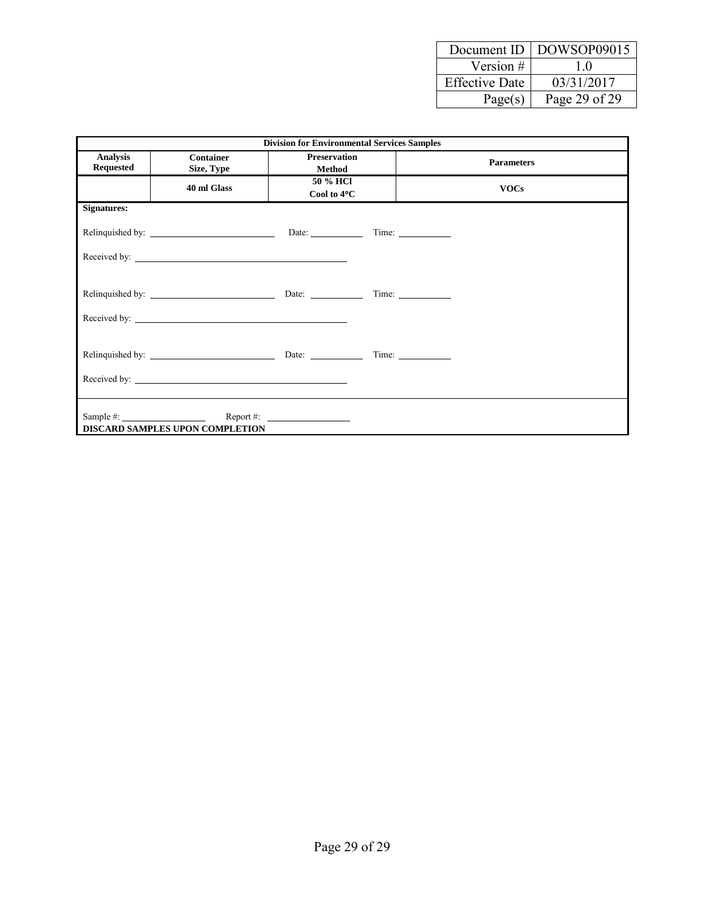| Document ID | DOWSOP09015 |
|---|---|
| Version # | 1.0 |
| Effective Date | 03/31/2017 |
| Page(s) | Page 29 of 29 |

| Division for Environmental Services Samples | | | |
|---|---|---|---|
| **Analysis Requested** | **Container Size, Type** | **Preservation Method** | **Parameters** |
| | **40 ml Glass** | **50 % HCl Cool to 4°C** | **VOCs** |

**Signatures:**

Relinquished by: ____________________ Date: __________ Time: __________

Received by: ______________________________

Relinquished by: ____________________ Date: __________ Time: __________

Received by: ______________________________

Relinquished by: ____________________ Date: __________ Time: __________

Received by: ______________________________

Sample #: ______________ Report #: ______________

**DISCARD SAMPLES UPON COMPLETION**